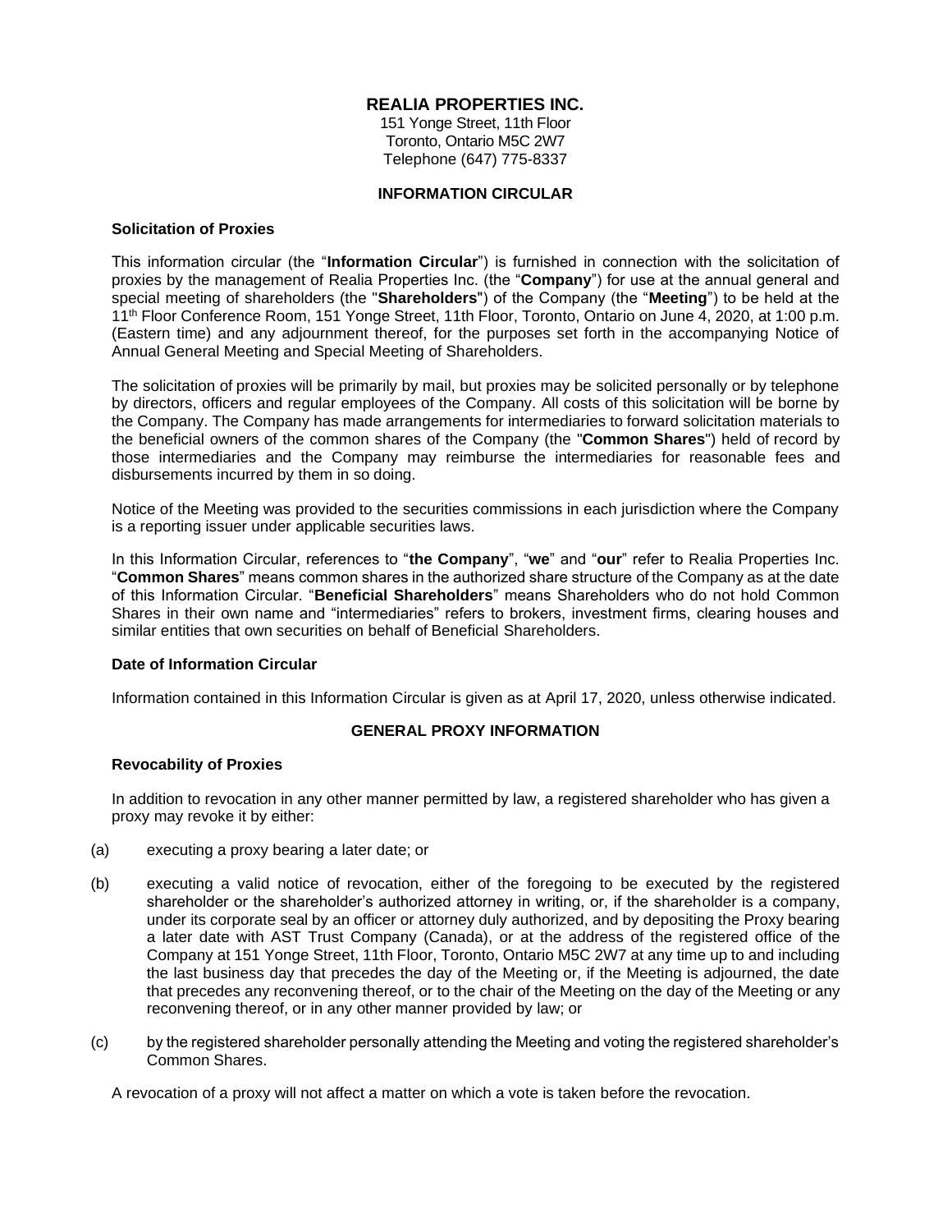# REALIA PROPERTIES INC.

151 Yonge Street, 11th Floor
Toronto, Ontario M5C 2W7
Telephone (647) 775-8337

## INFORMATION CIRCULAR

### Solicitation of Proxies

This information circular (the "**Information Circular**") is furnished in connection with the solicitation of proxies by the management of Realia Properties Inc. (the "**Company**") for use at the annual general and special meeting of shareholders (the "**Shareholders**") of the Company (the "**Meeting**") to be held at the 11th Floor Conference Room, 151 Yonge Street, 11th Floor, Toronto, Ontario on June 4, 2020, at 1:00 p.m. (Eastern time) and any adjournment thereof, for the purposes set forth in the accompanying Notice of Annual General Meeting and Special Meeting of Shareholders.

The solicitation of proxies will be primarily by mail, but proxies may be solicited personally or by telephone by directors, officers and regular employees of the Company. All costs of this solicitation will be borne by the Company. The Company has made arrangements for intermediaries to forward solicitation materials to the beneficial owners of the common shares of the Company (the "**Common Shares**") held of record by those intermediaries and the Company may reimburse the intermediaries for reasonable fees and disbursements incurred by them in so doing.

Notice of the Meeting was provided to the securities commissions in each jurisdiction where the Company is a reporting issuer under applicable securities laws.

In this Information Circular, references to "**the Company**", "**we**" and "**our**" refer to Realia Properties Inc. "**Common Shares**" means common shares in the authorized share structure of the Company as at the date of this Information Circular. "**Beneficial Shareholders**" means Shareholders who do not hold Common Shares in their own name and "intermediaries" refers to brokers, investment firms, clearing houses and similar entities that own securities on behalf of Beneficial Shareholders.

### Date of Information Circular

Information contained in this Information Circular is given as at April 17, 2020, unless otherwise indicated.

## GENERAL PROXY INFORMATION

### Revocability of Proxies

In addition to revocation in any other manner permitted by law, a registered shareholder who has given a proxy may revoke it by either:

(a) executing a proxy bearing a later date; or

(b) executing a valid notice of revocation, either of the foregoing to be executed by the registered shareholder or the shareholder's authorized attorney in writing, or, if the shareholder is a company, under its corporate seal by an officer or attorney duly authorized, and by depositing the Proxy bearing a later date with AST Trust Company (Canada), or at the address of the registered office of the Company at 151 Yonge Street, 11th Floor, Toronto, Ontario M5C 2W7 at any time up to and including the last business day that precedes the day of the Meeting or, if the Meeting is adjourned, the date that precedes any reconvening thereof, or to the chair of the Meeting on the day of the Meeting or any reconvening thereof, or in any other manner provided by law; or

(c) by the registered shareholder personally attending the Meeting and voting the registered shareholder's Common Shares.

A revocation of a proxy will not affect a matter on which a vote is taken before the revocation.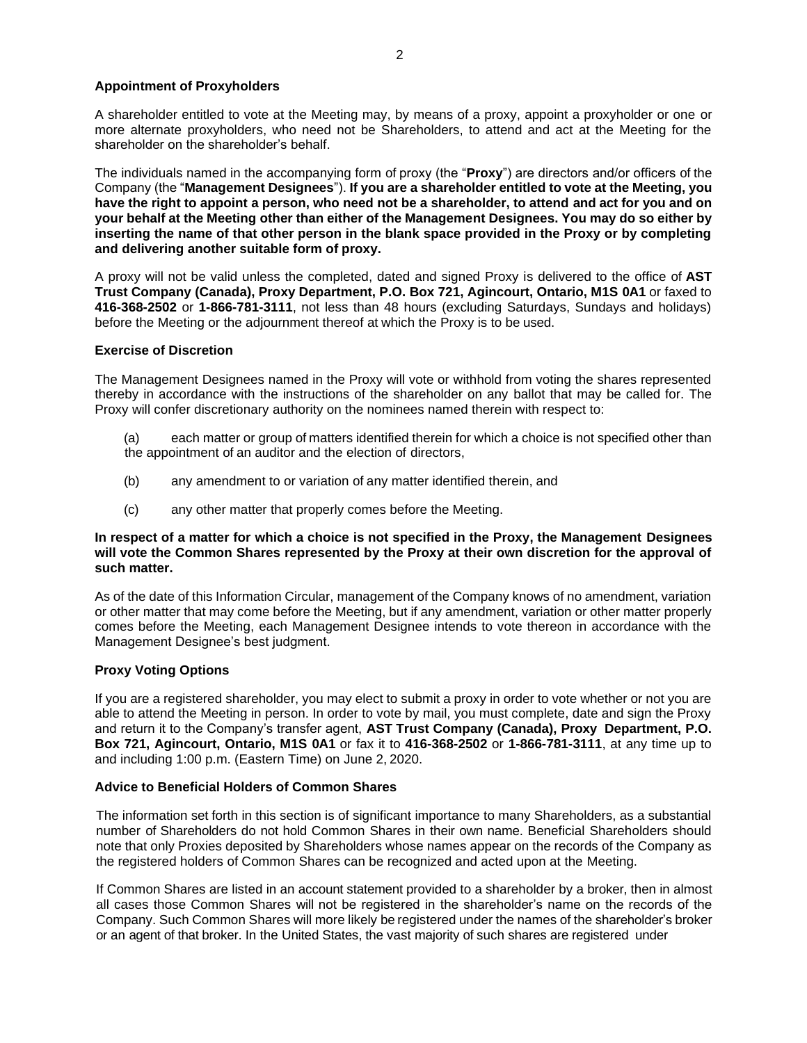**Appointment of Proxyholders**

A shareholder entitled to vote at the Meeting may, by means of a proxy, appoint a proxyholder or one or more alternate proxyholders, who need not be Shareholders, to attend and act at the Meeting for the shareholder on the shareholder's behalf.

The individuals named in the accompanying form of proxy (the "**Proxy**") are directors and/or officers of the Company (the "**Management Designees**"). **If you are a shareholder entitled to vote at the Meeting, you have the right to appoint a person, who need not be a shareholder, to attend and act for you and on your behalf at the Meeting other than either of the Management Designees. You may do so either by inserting the name of that other person in the blank space provided in the Proxy or by completing and delivering another suitable form of proxy.**

A proxy will not be valid unless the completed, dated and signed Proxy is delivered to the office of **AST Trust Company (Canada), Proxy Department, P.O. Box 721, Agincourt, Ontario, M1S 0A1** or faxed to **416-368-2502** or **1-866-781-3111**, not less than 48 hours (excluding Saturdays, Sundays and holidays) before the Meeting or the adjournment thereof at which the Proxy is to be used.

**Exercise of Discretion**

The Management Designees named in the Proxy will vote or withhold from voting the shares represented thereby in accordance with the instructions of the shareholder on any ballot that may be called for. The Proxy will confer discretionary authority on the nominees named therein with respect to:

(a) each matter or group of matters identified therein for which a choice is not specified other than the appointment of an auditor and the election of directors,

(b) any amendment to or variation of any matter identified therein, and

(c) any other matter that properly comes before the Meeting.

**In respect of a matter for which a choice is not specified in the Proxy, the Management Designees will vote the Common Shares represented by the Proxy at their own discretion for the approval of such matter.**

As of the date of this Information Circular, management of the Company knows of no amendment, variation or other matter that may come before the Meeting, but if any amendment, variation or other matter properly comes before the Meeting, each Management Designee intends to vote thereon in accordance with the Management Designee's best judgment.

**Proxy Voting Options**

If you are a registered shareholder, you may elect to submit a proxy in order to vote whether or not you are able to attend the Meeting in person. In order to vote by mail, you must complete, date and sign the Proxy and return it to the Company's transfer agent, **AST Trust Company (Canada), Proxy Department, P.O. Box 721, Agincourt, Ontario, M1S 0A1** or fax it to **416-368-2502** or **1-866-781-3111**, at any time up to and including 1:00 p.m. (Eastern Time) on June 2, 2020.

**Advice to Beneficial Holders of Common Shares**

The information set forth in this section is of significant importance to many Shareholders, as a substantial number of Shareholders do not hold Common Shares in their own name. Beneficial Shareholders should note that only Proxies deposited by Shareholders whose names appear on the records of the Company as the registered holders of Common Shares can be recognized and acted upon at the Meeting.

If Common Shares are listed in an account statement provided to a shareholder by a broker, then in almost all cases those Common Shares will not be registered in the shareholder's name on the records of the Company. Such Common Shares will more likely be registered under the names of the shareholder's broker or an agent of that broker. In the United States, the vast majority of such shares are registered under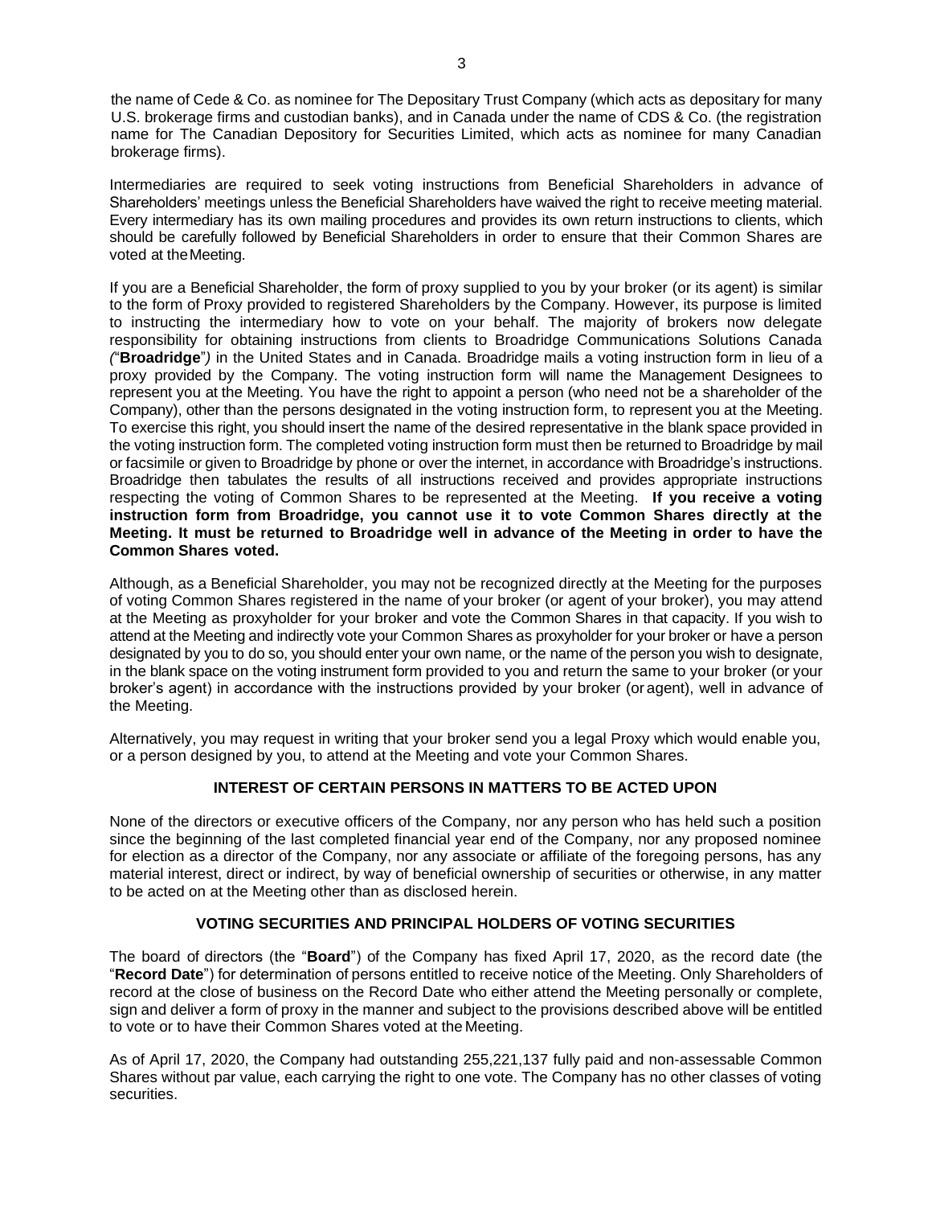the name of Cede & Co. as nominee for The Depositary Trust Company (which acts as depositary for many U.S. brokerage firms and custodian banks), and in Canada under the name of CDS & Co. (the registration name for The Canadian Depository for Securities Limited, which acts as nominee for many Canadian brokerage firms).

Intermediaries are required to seek voting instructions from Beneficial Shareholders in advance of Shareholders' meetings unless the Beneficial Shareholders have waived the right to receive meeting material. Every intermediary has its own mailing procedures and provides its own return instructions to clients, which should be carefully followed by Beneficial Shareholders in order to ensure that their Common Shares are voted at the Meeting.

If you are a Beneficial Shareholder, the form of proxy supplied to you by your broker (or its agent) is similar to the form of Proxy provided to registered Shareholders by the Company. However, its purpose is limited to instructing the intermediary how to vote on your behalf. The majority of brokers now delegate responsibility for obtaining instructions from clients to Broadridge Communications Solutions Canada ("**Broadridge**") in the United States and in Canada. Broadridge mails a voting instruction form in lieu of a proxy provided by the Company. The voting instruction form will name the Management Designees to represent you at the Meeting. You have the right to appoint a person (who need not be a shareholder of the Company), other than the persons designated in the voting instruction form, to represent you at the Meeting. To exercise this right, you should insert the name of the desired representative in the blank space provided in the voting instruction form. The completed voting instruction form must then be returned to Broadridge by mail or facsimile or given to Broadridge by phone or over the internet, in accordance with Broadridge's instructions. Broadridge then tabulates the results of all instructions received and provides appropriate instructions respecting the voting of Common Shares to be represented at the Meeting. **If you receive a voting instruction form from Broadridge, you cannot use it to vote Common Shares directly at the Meeting. It must be returned to Broadridge well in advance of the Meeting in order to have the Common Shares voted.**

Although, as a Beneficial Shareholder, you may not be recognized directly at the Meeting for the purposes of voting Common Shares registered in the name of your broker (or agent of your broker), you may attend at the Meeting as proxyholder for your broker and vote the Common Shares in that capacity. If you wish to attend at the Meeting and indirectly vote your Common Shares as proxyholder for your broker or have a person designated by you to do so, you should enter your own name, or the name of the person you wish to designate, in the blank space on the voting instrument form provided to you and return the same to your broker (or your broker's agent) in accordance with the instructions provided by your broker (or agent), well in advance of the Meeting.

Alternatively, you may request in writing that your broker send you a legal Proxy which would enable you, or a person designed by you, to attend at the Meeting and vote your Common Shares.

## INTEREST OF CERTAIN PERSONS IN MATTERS TO BE ACTED UPON

None of the directors or executive officers of the Company, nor any person who has held such a position since the beginning of the last completed financial year end of the Company, nor any proposed nominee for election as a director of the Company, nor any associate or affiliate of the foregoing persons, has any material interest, direct or indirect, by way of beneficial ownership of securities or otherwise, in any matter to be acted on at the Meeting other than as disclosed herein.

## VOTING SECURITIES AND PRINCIPAL HOLDERS OF VOTING SECURITIES

The board of directors (the "**Board**") of the Company has fixed April 17, 2020, as the record date (the "**Record Date**") for determination of persons entitled to receive notice of the Meeting. Only Shareholders of record at the close of business on the Record Date who either attend the Meeting personally or complete, sign and deliver a form of proxy in the manner and subject to the provisions described above will be entitled to vote or to have their Common Shares voted at the Meeting.

As of April 17, 2020, the Company had outstanding 255,221,137 fully paid and non-assessable Common Shares without par value, each carrying the right to one vote. The Company has no other classes of voting securities.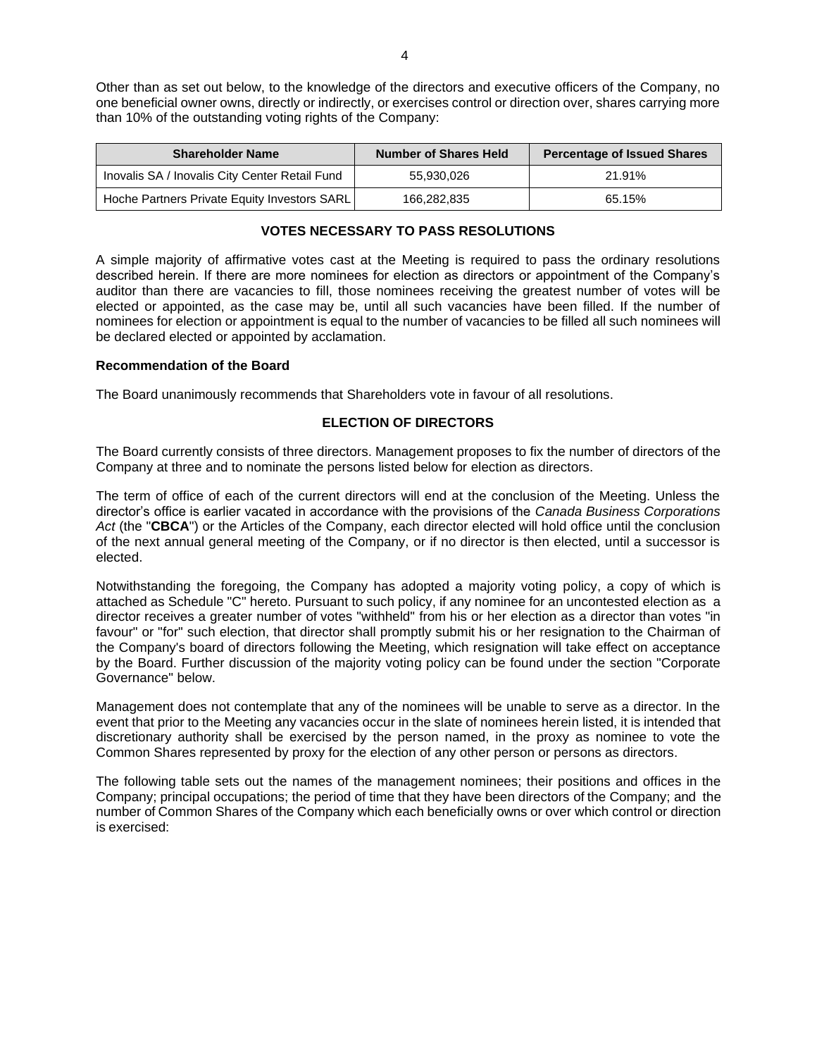Other than as set out below, to the knowledge of the directors and executive officers of the Company, no one beneficial owner owns, directly or indirectly, or exercises control or direction over, shares carrying more than 10% of the outstanding voting rights of the Company:

| Shareholder Name | Number of Shares Held | Percentage of Issued Shares |
|---|---|---|
| Inovalis SA / Inovalis City Center Retail Fund | 55,930,026 | 21.91% |
| Hoche Partners Private Equity Investors SARL | 166,282,835 | 65.15% |

## VOTES NECESSARY TO PASS RESOLUTIONS

A simple majority of affirmative votes cast at the Meeting is required to pass the ordinary resolutions described herein. If there are more nominees for election as directors or appointment of the Company's auditor than there are vacancies to fill, those nominees receiving the greatest number of votes will be elected or appointed, as the case may be, until all such vacancies have been filled. If the number of nominees for election or appointment is equal to the number of vacancies to be filled all such nominees will be declared elected or appointed by acclamation.

**Recommendation of the Board**

The Board unanimously recommends that Shareholders vote in favour of all resolutions.

## ELECTION OF DIRECTORS

The Board currently consists of three directors. Management proposes to fix the number of directors of the Company at three and to nominate the persons listed below for election as directors.

The term of office of each of the current directors will end at the conclusion of the Meeting. Unless the director's office is earlier vacated in accordance with the provisions of the *Canada Business Corporations Act* (the "**CBCA**") or the Articles of the Company, each director elected will hold office until the conclusion of the next annual general meeting of the Company, or if no director is then elected, until a successor is elected.

Notwithstanding the foregoing, the Company has adopted a majority voting policy, a copy of which is attached as Schedule "C" hereto. Pursuant to such policy, if any nominee for an uncontested election as a director receives a greater number of votes "withheld" from his or her election as a director than votes "in favour" or "for" such election, that director shall promptly submit his or her resignation to the Chairman of the Company's board of directors following the Meeting, which resignation will take effect on acceptance by the Board. Further discussion of the majority voting policy can be found under the section "Corporate Governance" below.

Management does not contemplate that any of the nominees will be unable to serve as a director. In the event that prior to the Meeting any vacancies occur in the slate of nominees herein listed, it is intended that discretionary authority shall be exercised by the person named, in the proxy as nominee to vote the Common Shares represented by proxy for the election of any other person or persons as directors.

The following table sets out the names of the management nominees; their positions and offices in the Company; principal occupations; the period of time that they have been directors of the Company; and the number of Common Shares of the Company which each beneficially owns or over which control or direction is exercised: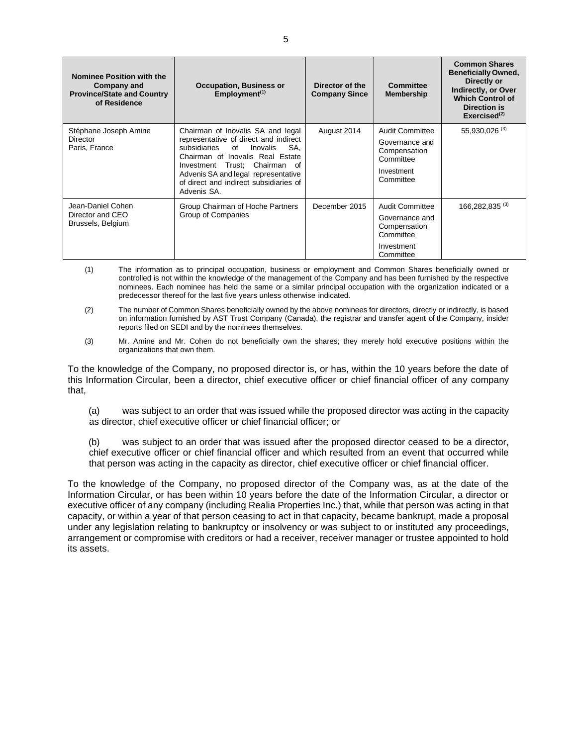| Nominee Position with the Company and Province/State and Country of Residence | Occupation, Business or Employment[(1)] | Director of the Company Since | Committee Membership | Common Shares Beneficially Owned, Directly or Indirectly, or Over Which Control of Direction is Exercised[(2)] |
|---|---|---|---|---|
| Stéphane Joseph Amine<br>Director<br>Paris, France | Chairman of Inovalis SA and legal representative of direct and indirect subsidiaries of Inovalis SA, Chairman of Inovalis Real Estate Investment Trust; Chairman of Advenis SA and legal representative of direct and indirect subsidiaries of Advenis SA. | August 2014 | Audit Committee<br>Governance and Compensation Committee<br>Investment Committee | 55,930,026 [(3)] |
| Jean-Daniel Cohen<br>Director and CEO<br>Brussels, Belgium | Group Chairman of Hoche Partners Group of Companies | December 2015 | Audit Committee<br>Governance and Compensation Committee<br>Investment Committee | 166,282,835 [(3)] |

(1) The information as to principal occupation, business or employment and Common Shares beneficially owned or controlled is not within the knowledge of the management of the Company and has been furnished by the respective nominees. Each nominee has held the same or a similar principal occupation with the organization indicated or a predecessor thereof for the last five years unless otherwise indicated.

(2) The number of Common Shares beneficially owned by the above nominees for directors, directly or indirectly, is based on information furnished by AST Trust Company (Canada), the registrar and transfer agent of the Company, insider reports filed on SEDI and by the nominees themselves.

(3) Mr. Amine and Mr. Cohen do not beneficially own the shares; they merely hold executive positions within the organizations that own them.

To the knowledge of the Company, no proposed director is, or has, within the 10 years before the date of this Information Circular, been a director, chief executive officer or chief financial officer of any company that,

(a) was subject to an order that was issued while the proposed director was acting in the capacity as director, chief executive officer or chief financial officer; or

(b) was subject to an order that was issued after the proposed director ceased to be a director, chief executive officer or chief financial officer and which resulted from an event that occurred while that person was acting in the capacity as director, chief executive officer or chief financial officer.

To the knowledge of the Company, no proposed director of the Company was, as at the date of the Information Circular, or has been within 10 years before the date of the Information Circular, a director or executive officer of any company (including Realia Properties Inc.) that, while that person was acting in that capacity, or within a year of that person ceasing to act in that capacity, became bankrupt, made a proposal under any legislation relating to bankruptcy or insolvency or was subject to or instituted any proceedings, arrangement or compromise with creditors or had a receiver, receiver manager or trustee appointed to hold its assets.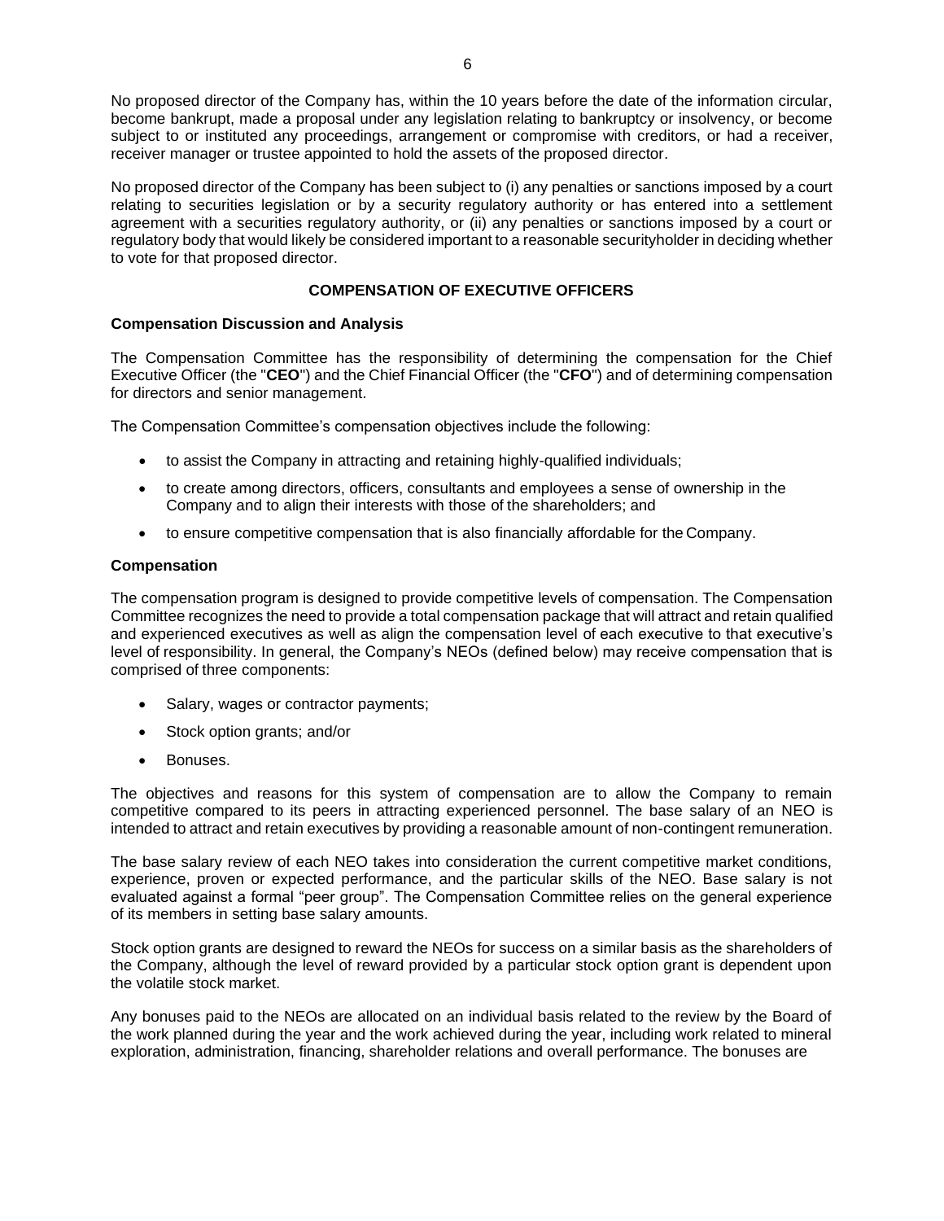No proposed director of the Company has, within the 10 years before the date of the information circular, become bankrupt, made a proposal under any legislation relating to bankruptcy or insolvency, or become subject to or instituted any proceedings, arrangement or compromise with creditors, or had a receiver, receiver manager or trustee appointed to hold the assets of the proposed director.

No proposed director of the Company has been subject to (i) any penalties or sanctions imposed by a court relating to securities legislation or by a security regulatory authority or has entered into a settlement agreement with a securities regulatory authority, or (ii) any penalties or sanctions imposed by a court or regulatory body that would likely be considered important to a reasonable securityholder in deciding whether to vote for that proposed director.

## COMPENSATION OF EXECUTIVE OFFICERS

### Compensation Discussion and Analysis

The Compensation Committee has the responsibility of determining the compensation for the Chief Executive Officer (the "**CEO**") and the Chief Financial Officer (the "**CFO**") and of determining compensation for directors and senior management.

The Compensation Committee's compensation objectives include the following:

- to assist the Company in attracting and retaining highly-qualified individuals;
- to create among directors, officers, consultants and employees a sense of ownership in the Company and to align their interests with those of the shareholders; and
- to ensure competitive compensation that is also financially affordable for the Company.

### Compensation

The compensation program is designed to provide competitive levels of compensation. The Compensation Committee recognizes the need to provide a total compensation package that will attract and retain qualified and experienced executives as well as align the compensation level of each executive to that executive's level of responsibility. In general, the Company's NEOs (defined below) may receive compensation that is comprised of three components:

- Salary, wages or contractor payments;
- Stock option grants; and/or
- Bonuses.

The objectives and reasons for this system of compensation are to allow the Company to remain competitive compared to its peers in attracting experienced personnel. The base salary of an NEO is intended to attract and retain executives by providing a reasonable amount of non-contingent remuneration.

The base salary review of each NEO takes into consideration the current competitive market conditions, experience, proven or expected performance, and the particular skills of the NEO. Base salary is not evaluated against a formal "peer group". The Compensation Committee relies on the general experience of its members in setting base salary amounts.

Stock option grants are designed to reward the NEOs for success on a similar basis as the shareholders of the Company, although the level of reward provided by a particular stock option grant is dependent upon the volatile stock market.

Any bonuses paid to the NEOs are allocated on an individual basis related to the review by the Board of the work planned during the year and the work achieved during the year, including work related to mineral exploration, administration, financing, shareholder relations and overall performance. The bonuses are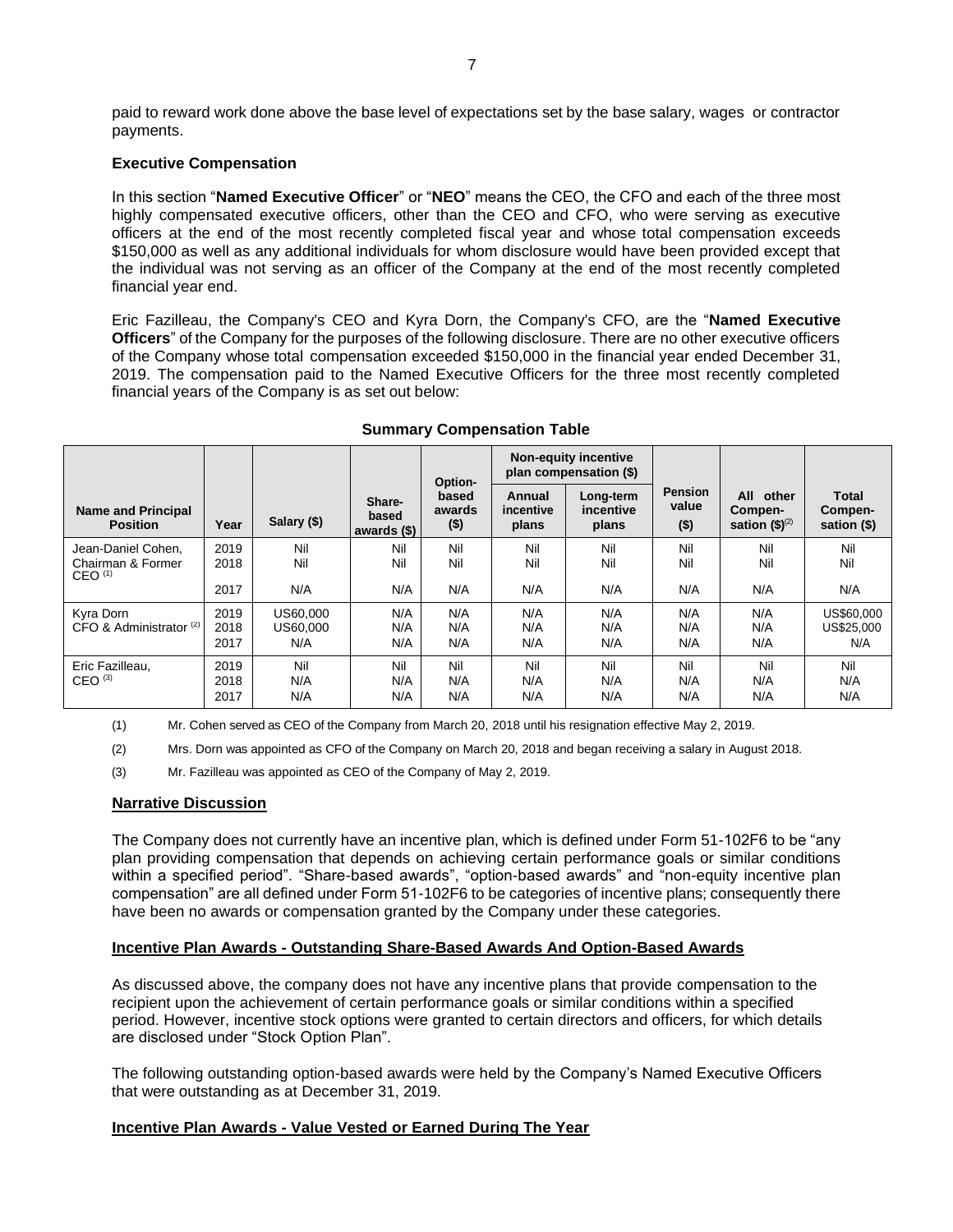paid to reward work done above the base level of expectations set by the base salary, wages or contractor payments.

**Executive Compensation**

In this section "**Named Executive Officer**" or "**NEO**" means the CEO, the CFO and each of the three most highly compensated executive officers, other than the CEO and CFO, who were serving as executive officers at the end of the most recently completed fiscal year and whose total compensation exceeds $150,000 as well as any additional individuals for whom disclosure would have been provided except that the individual was not serving as an officer of the Company at the end of the most recently completed financial year end.

Eric Fazilleau, the Company's CEO and Kyra Dorn, the Company's CFO, are the "**Named Executive Officers**" of the Company for the purposes of the following disclosure. There are no other executive officers of the Company whose total compensation exceeded $150,000 in the financial year ended December 31, 2019. The compensation paid to the Named Executive Officers for the three most recently completed financial years of the Company is as set out below:

**Summary Compensation Table**

| Name and Principal Position | Year | Salary ($) | Share-based awards ($) | Option-based awards ($) | Non-equity incentive plan compensation ($) | | Pension value ($) | All other Compen-sation ($)[2] | Total Compen-sation ($) |
|---|---|---|---|---|---|---|---|---|---|
| | | | | | Annual incentive plans | Long-term incentive plans | | | |
| Jean-Daniel Cohen, Chairman & Former CEO [1] | 2019 | Nil | Nil | Nil | Nil | Nil | Nil | Nil | Nil |
| | 2018 | Nil | Nil | Nil | Nil | Nil | Nil | Nil | Nil |
| | 2017 | N/A | N/A | N/A | N/A | N/A | N/A | N/A | N/A |
| Kyra Dorn CFO & Administrator [2] | 2019 | US60,000 | N/A | N/A | N/A | N/A | N/A | N/A | US$60,000 |
| | 2018 | US60,000 | N/A | N/A | N/A | N/A | N/A | N/A | US$25,000 |
| | 2017 | N/A | N/A | N/A | N/A | N/A | N/A | N/A | N/A |
| Eric Fazilleau, CEO [3] | 2019 | Nil | Nil | Nil | Nil | Nil | Nil | Nil | Nil |
| | 2018 | N/A | N/A | N/A | N/A | N/A | N/A | N/A | N/A |
| | 2017 | N/A | N/A | N/A | N/A | N/A | N/A | N/A | N/A |

(1) Mr. Cohen served as CEO of the Company from March 20, 2018 until his resignation effective May 2, 2019.

(2) Mrs. Dorn was appointed as CFO of the Company on March 20, 2018 and began receiving a salary in August 2018.

(3) Mr. Fazilleau was appointed as CEO of the Company of May 2, 2019.

**Narrative Discussion**

The Company does not currently have an incentive plan, which is defined under Form 51-102F6 to be "any plan providing compensation that depends on achieving certain performance goals or similar conditions within a specified period". "Share-based awards", "option-based awards" and "non-equity incentive plan compensation" are all defined under Form 51-102F6 to be categories of incentive plans; consequently there have been no awards or compensation granted by the Company under these categories.

**Incentive Plan Awards - Outstanding Share-Based Awards And Option-Based Awards**

As discussed above, the company does not have any incentive plans that provide compensation to the recipient upon the achievement of certain performance goals or similar conditions within a specified period. However, incentive stock options were granted to certain directors and officers, for which details are disclosed under "Stock Option Plan".

The following outstanding option-based awards were held by the Company's Named Executive Officers that were outstanding as at December 31, 2019.

**Incentive Plan Awards - Value Vested or Earned During The Year**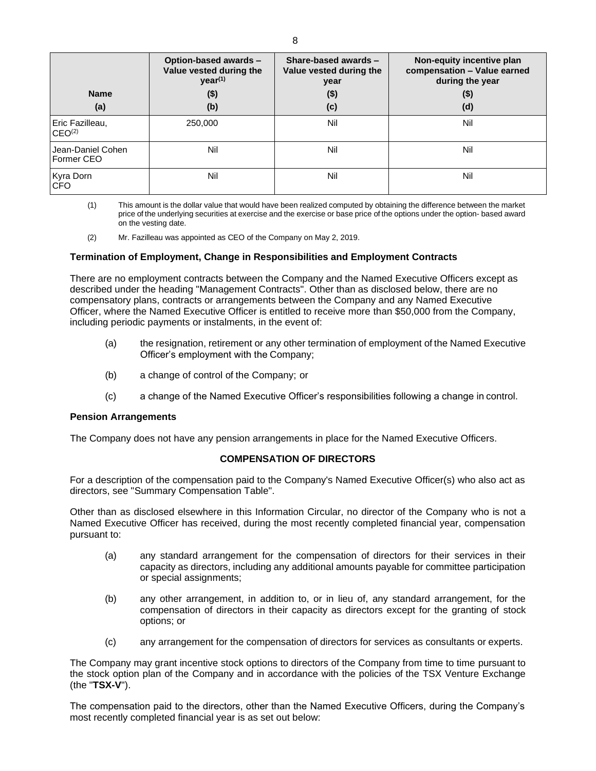| Name<br>(a) | Option-based awards – Value vested during the year[(1)]<br>($)<br>(b) | Share-based awards – Value vested during the year<br>($)<br>(c) | Non-equity incentive plan compensation – Value earned during the year<br>($)<br>(d) |
|---|---|---|---|
| Eric Fazilleau, CEO[(2)] | 250,000 | Nil | Nil |
| Jean-Daniel Cohen Former CEO | Nil | Nil | Nil |
| Kyra Dorn CFO | Nil | Nil | Nil |

(1) This amount is the dollar value that would have been realized computed by obtaining the difference between the market price of the underlying securities at exercise and the exercise or base price of the options under the option- based award on the vesting date.

(2) Mr. Fazilleau was appointed as CEO of the Company on May 2, 2019.

### Termination of Employment, Change in Responsibilities and Employment Contracts

There are no employment contracts between the Company and the Named Executive Officers except as described under the heading "Management Contracts". Other than as disclosed below, there are no compensatory plans, contracts or arrangements between the Company and any Named Executive Officer, where the Named Executive Officer is entitled to receive more than $50,000 from the Company, including periodic payments or instalments, in the event of:

(a) the resignation, retirement or any other termination of employment of the Named Executive Officer's employment with the Company;

(b) a change of control of the Company; or

(c) a change of the Named Executive Officer's responsibilities following a change in control.

### Pension Arrangements

The Company does not have any pension arrangements in place for the Named Executive Officers.

## COMPENSATION OF DIRECTORS

For a description of the compensation paid to the Company's Named Executive Officer(s) who also act as directors, see "Summary Compensation Table".

Other than as disclosed elsewhere in this Information Circular, no director of the Company who is not a Named Executive Officer has received, during the most recently completed financial year, compensation pursuant to:

(a) any standard arrangement for the compensation of directors for their services in their capacity as directors, including any additional amounts payable for committee participation or special assignments;

(b) any other arrangement, in addition to, or in lieu of, any standard arrangement, for the compensation of directors in their capacity as directors except for the granting of stock options; or

(c) any arrangement for the compensation of directors for services as consultants or experts.

The Company may grant incentive stock options to directors of the Company from time to time pursuant to the stock option plan of the Company and in accordance with the policies of the TSX Venture Exchange (the "**TSX-V**").

The compensation paid to the directors, other than the Named Executive Officers, during the Company's most recently completed financial year is as set out below: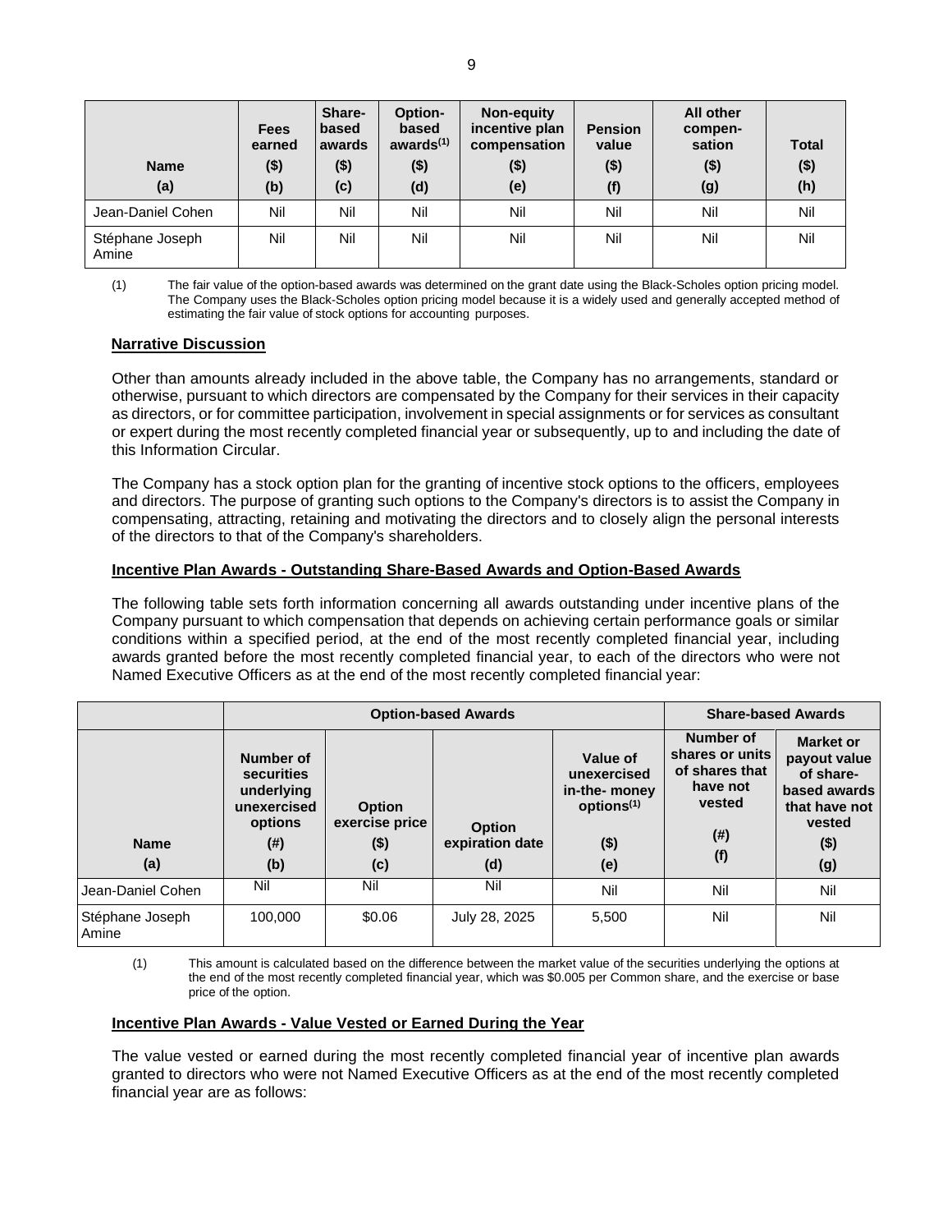| Name (a) | Fees earned ($) (b) | Share-based awards ($) (c) | Option-based awards[(1)] ($) (d) | Non-equity incentive plan compensation ($) (e) | Pension value ($) (f) | All other compen-sation ($) (g) | Total ($) (h) |
|---|---|---|---|---|---|---|---|
| Jean-Daniel Cohen | Nil | Nil | Nil | Nil | Nil | Nil | Nil |
| Stéphane Joseph Amine | Nil | Nil | Nil | Nil | Nil | Nil | Nil |

(1) The fair value of the option-based awards was determined on the grant date using the Black-Scholes option pricing model. The Company uses the Black-Scholes option pricing model because it is a widely used and generally accepted method of estimating the fair value of stock options for accounting purposes.

**Narrative Discussion**

Other than amounts already included in the above table, the Company has no arrangements, standard or otherwise, pursuant to which directors are compensated by the Company for their services in their capacity as directors, or for committee participation, involvement in special assignments or for services as consultant or expert during the most recently completed financial year or subsequently, up to and including the date of this Information Circular.

The Company has a stock option plan for the granting of incentive stock options to the officers, employees and directors. The purpose of granting such options to the Company's directors is to assist the Company in compensating, attracting, retaining and motivating the directors and to closely align the personal interests of the directors to that of the Company's shareholders.

**Incentive Plan Awards - Outstanding Share-Based Awards and Option-Based Awards**

The following table sets forth information concerning all awards outstanding under incentive plans of the Company pursuant to which compensation that depends on achieving certain performance goals or similar conditions within a specified period, at the end of the most recently completed financial year, including awards granted before the most recently completed financial year, to each of the directors who were not Named Executive Officers as at the end of the most recently completed financial year:

| | Option-based Awards | | | | Share-based Awards | |
|---|---|---|---|---|---|---|
| Name (a) | Number of securities underlying unexercised options (#) (b) | Option exercise price ($) (c) | Option expiration date (d) | Value of unexercised in-the- money options[(1)] ($) (e) | Number of shares or units of shares that have not vested (#) (f) | Market or payout value of share-based awards that have not vested ($) (g) |
| Jean-Daniel Cohen | Nil | Nil | Nil | Nil | Nil | Nil |
| Stéphane Joseph Amine | 100,000 | $0.06 | July 28, 2025 | 5,500 | Nil | Nil |

(1) This amount is calculated based on the difference between the market value of the securities underlying the options at the end of the most recently completed financial year, which was $0.005 per Common share, and the exercise or base price of the option.

**Incentive Plan Awards - Value Vested or Earned During the Year**

The value vested or earned during the most recently completed financial year of incentive plan awards granted to directors who were not Named Executive Officers as at the end of the most recently completed financial year are as follows: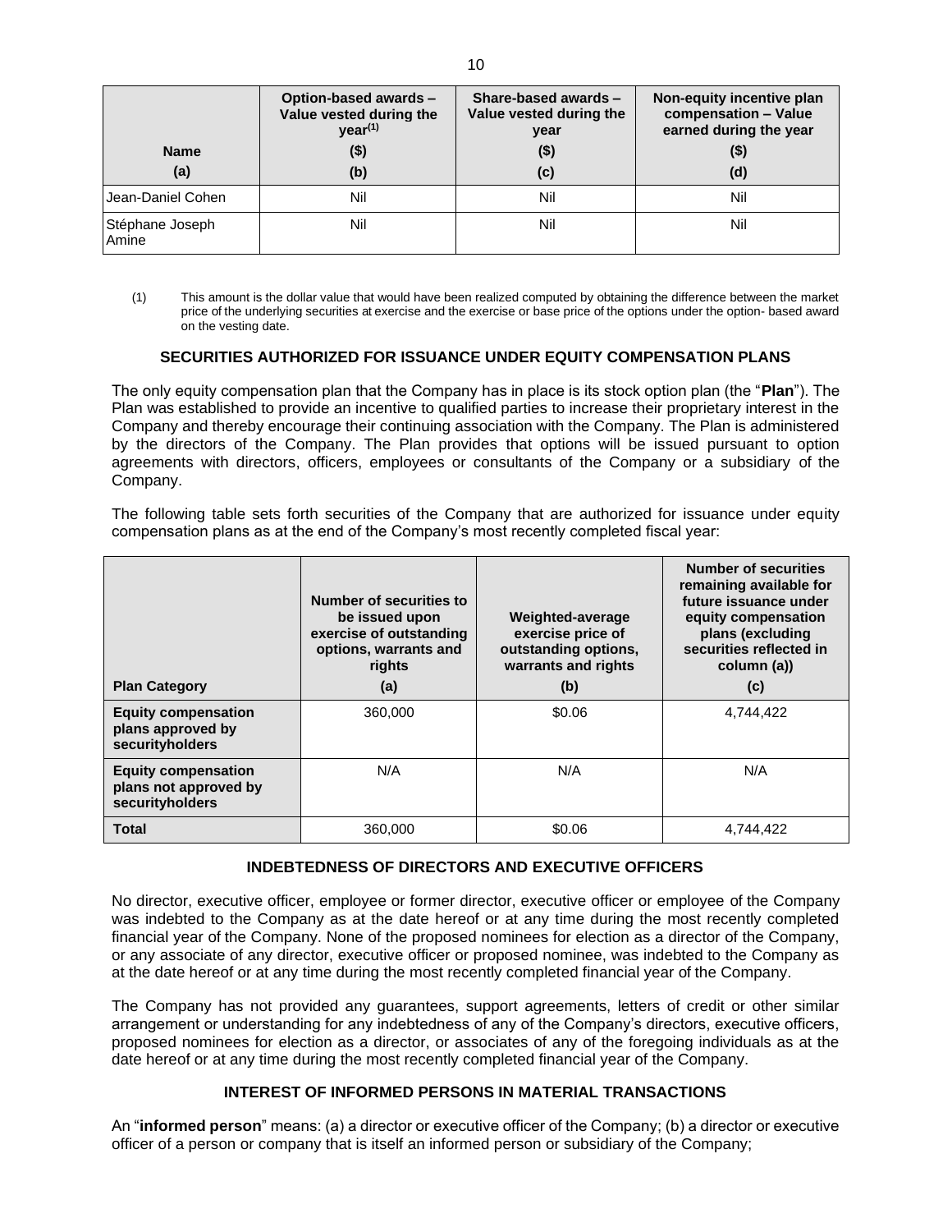| Name<br>(a) | Option-based awards – Value vested during the year[(1)]<br>($)<br>(b) | Share-based awards – Value vested during the year<br>($)<br>(c) | Non-equity incentive plan compensation – Value earned during the year<br>($)<br>(d) |
|---|---|---|---|
| Jean-Daniel Cohen | Nil | Nil | Nil |
| Stéphane Joseph Amine | Nil | Nil | Nil |

(1) This amount is the dollar value that would have been realized computed by obtaining the difference between the market price of the underlying securities at exercise and the exercise or base price of the options under the option- based award on the vesting date.

## SECURITIES AUTHORIZED FOR ISSUANCE UNDER EQUITY COMPENSATION PLANS

The only equity compensation plan that the Company has in place is its stock option plan (the "**Plan**"). The Plan was established to provide an incentive to qualified parties to increase their proprietary interest in the Company and thereby encourage their continuing association with the Company. The Plan is administered by the directors of the Company. The Plan provides that options will be issued pursuant to option agreements with directors, officers, employees or consultants of the Company or a subsidiary of the Company.

The following table sets forth securities of the Company that are authorized for issuance under equity compensation plans as at the end of the Company's most recently completed fiscal year:

| Plan Category | Number of securities to be issued upon exercise of outstanding options, warrants and rights<br>(a) | Weighted-average exercise price of outstanding options, warrants and rights<br>(b) | Number of securities remaining available for future issuance under equity compensation plans (excluding securities reflected in column (a))<br>(c) |
|---|---|---|---|
| **Equity compensation plans approved by securityholders** | 360,000 | $0.06 | 4,744,422 |
| **Equity compensation plans not approved by securityholders** | N/A | N/A | N/A |
| **Total** | 360,000 | $0.06 | 4,744,422 |

## INDEBTEDNESS OF DIRECTORS AND EXECUTIVE OFFICERS

No director, executive officer, employee or former director, executive officer or employee of the Company was indebted to the Company as at the date hereof or at any time during the most recently completed financial year of the Company. None of the proposed nominees for election as a director of the Company, or any associate of any director, executive officer or proposed nominee, was indebted to the Company as at the date hereof or at any time during the most recently completed financial year of the Company.

The Company has not provided any guarantees, support agreements, letters of credit or other similar arrangement or understanding for any indebtedness of any of the Company's directors, executive officers, proposed nominees for election as a director, or associates of any of the foregoing individuals as at the date hereof or at any time during the most recently completed financial year of the Company.

## INTEREST OF INFORMED PERSONS IN MATERIAL TRANSACTIONS

An "**informed person**" means: (a) a director or executive officer of the Company; (b) a director or executive officer of a person or company that is itself an informed person or subsidiary of the Company;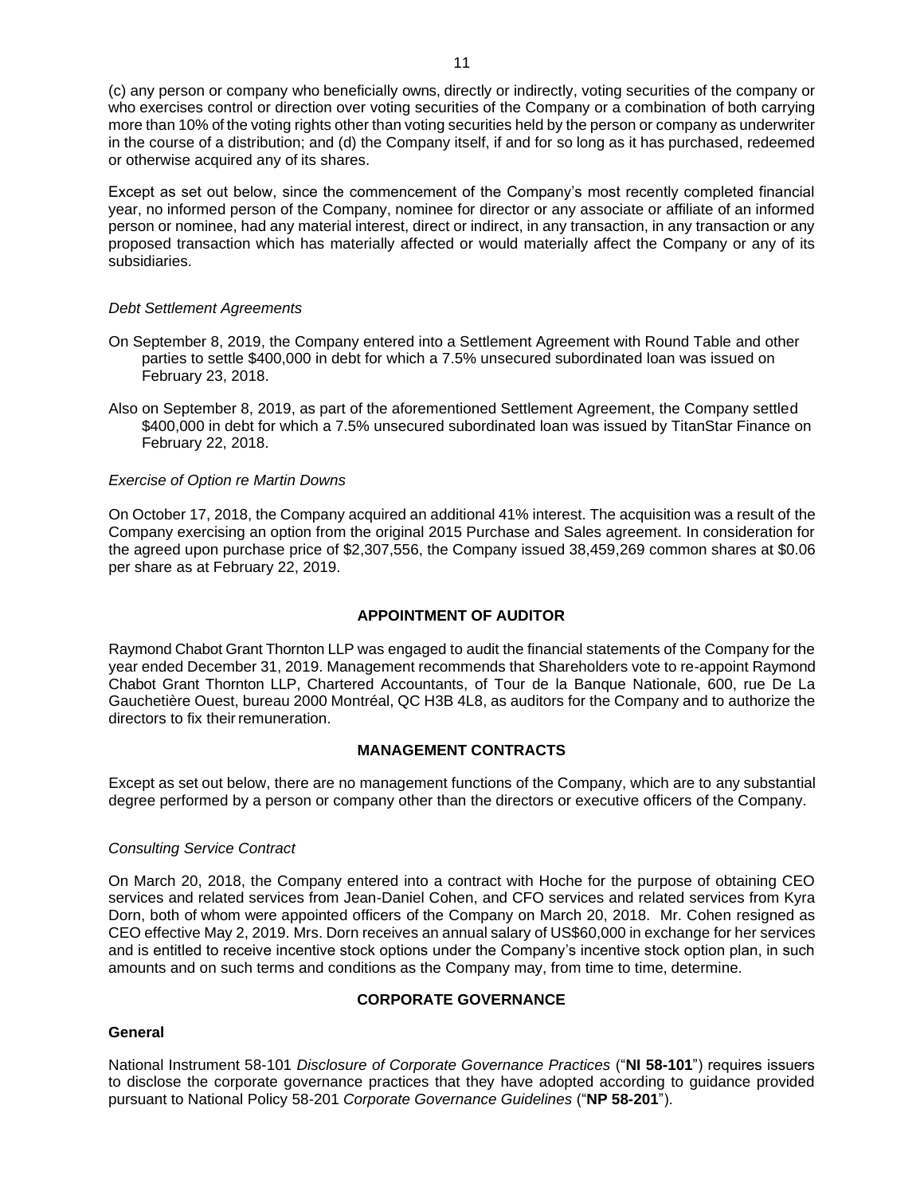(c) any person or company who beneficially owns, directly or indirectly, voting securities of the company or who exercises control or direction over voting securities of the Company or a combination of both carrying more than 10% of the voting rights other than voting securities held by the person or company as underwriter in the course of a distribution; and (d) the Company itself, if and for so long as it has purchased, redeemed or otherwise acquired any of its shares.

Except as set out below, since the commencement of the Company's most recently completed financial year, no informed person of the Company, nominee for director or any associate or affiliate of an informed person or nominee, had any material interest, direct or indirect, in any transaction, in any transaction or any proposed transaction which has materially affected or would materially affect the Company or any of its subsidiaries.

*Debt Settlement Agreements*

On September 8, 2019, the Company entered into a Settlement Agreement with Round Table and other parties to settle $400,000 in debt for which a 7.5% unsecured subordinated loan was issued on February 23, 2018.

Also on September 8, 2019, as part of the aforementioned Settlement Agreement, the Company settled $400,000 in debt for which a 7.5% unsecured subordinated loan was issued by TitanStar Finance on February 22, 2018.

*Exercise of Option re Martin Downs*

On October 17, 2018, the Company acquired an additional 41% interest. The acquisition was a result of the Company exercising an option from the original 2015 Purchase and Sales agreement. In consideration for the agreed upon purchase price of $2,307,556, the Company issued 38,459,269 common shares at $0.06 per share as at February 22, 2019.

## APPOINTMENT OF AUDITOR

Raymond Chabot Grant Thornton LLP was engaged to audit the financial statements of the Company for the year ended December 31, 2019. Management recommends that Shareholders vote to re-appoint Raymond Chabot Grant Thornton LLP, Chartered Accountants, of Tour de la Banque Nationale, 600, rue De La Gauchetière Ouest, bureau 2000 Montréal, QC H3B 4L8, as auditors for the Company and to authorize the directors to fix their remuneration.

## MANAGEMENT CONTRACTS

Except as set out below, there are no management functions of the Company, which are to any substantial degree performed by a person or company other than the directors or executive officers of the Company.

*Consulting Service Contract*

On March 20, 2018, the Company entered into a contract with Hoche for the purpose of obtaining CEO services and related services from Jean-Daniel Cohen, and CFO services and related services from Kyra Dorn, both of whom were appointed officers of the Company on March 20, 2018. Mr. Cohen resigned as CEO effective May 2, 2019. Mrs. Dorn receives an annual salary of US$60,000 in exchange for her services and is entitled to receive incentive stock options under the Company's incentive stock option plan, in such amounts and on such terms and conditions as the Company may, from time to time, determine.

## CORPORATE GOVERNANCE

### General

National Instrument 58-101 *Disclosure of Corporate Governance Practices* ("**NI 58-101**") requires issuers to disclose the corporate governance practices that they have adopted according to guidance provided pursuant to National Policy 58-201 *Corporate Governance Guidelines* ("**NP 58-201**").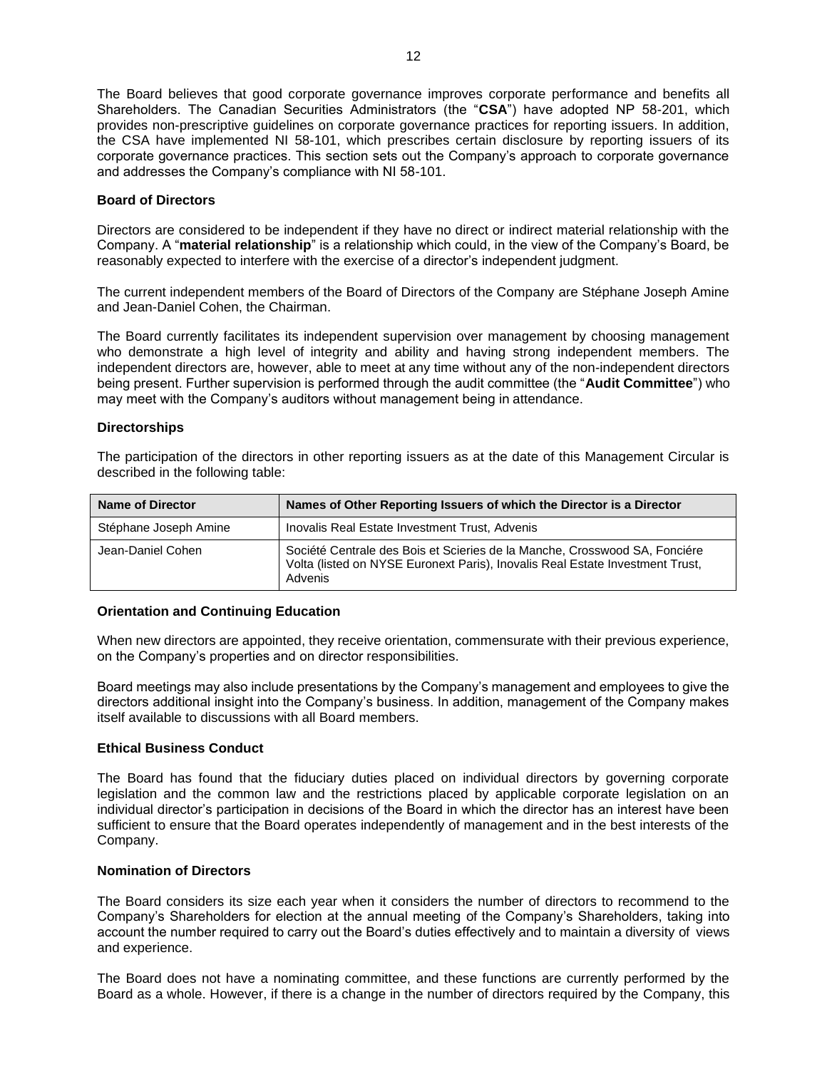The Board believes that good corporate governance improves corporate performance and benefits all Shareholders. The Canadian Securities Administrators (the "**CSA**") have adopted NP 58-201, which provides non-prescriptive guidelines on corporate governance practices for reporting issuers. In addition, the CSA have implemented NI 58-101, which prescribes certain disclosure by reporting issuers of its corporate governance practices. This section sets out the Company's approach to corporate governance and addresses the Company's compliance with NI 58-101.

**Board of Directors**

Directors are considered to be independent if they have no direct or indirect material relationship with the Company. A "**material relationship**" is a relationship which could, in the view of the Company's Board, be reasonably expected to interfere with the exercise of a director's independent judgment.

The current independent members of the Board of Directors of the Company are Stéphane Joseph Amine and Jean-Daniel Cohen, the Chairman.

The Board currently facilitates its independent supervision over management by choosing management who demonstrate a high level of integrity and ability and having strong independent members. The independent directors are, however, able to meet at any time without any of the non-independent directors being present. Further supervision is performed through the audit committee (the "**Audit Committee**") who may meet with the Company's auditors without management being in attendance.

**Directorships**

The participation of the directors in other reporting issuers as at the date of this Management Circular is described in the following table:

| Name of Director | Names of Other Reporting Issuers of which the Director is a Director |
|---|---|
| Stéphane Joseph Amine | Inovalis Real Estate Investment Trust, Advenis |
| Jean-Daniel Cohen | Société Centrale des Bois et Scieries de la Manche, Crosswood SA, Fonciére Volta (listed on NYSE Euronext Paris), Inovalis Real Estate Investment Trust, Advenis |

**Orientation and Continuing Education**

When new directors are appointed, they receive orientation, commensurate with their previous experience, on the Company's properties and on director responsibilities.

Board meetings may also include presentations by the Company's management and employees to give the directors additional insight into the Company's business. In addition, management of the Company makes itself available to discussions with all Board members.

**Ethical Business Conduct**

The Board has found that the fiduciary duties placed on individual directors by governing corporate legislation and the common law and the restrictions placed by applicable corporate legislation on an individual director's participation in decisions of the Board in which the director has an interest have been sufficient to ensure that the Board operates independently of management and in the best interests of the Company.

**Nomination of Directors**

The Board considers its size each year when it considers the number of directors to recommend to the Company's Shareholders for election at the annual meeting of the Company's Shareholders, taking into account the number required to carry out the Board's duties effectively and to maintain a diversity of views and experience.

The Board does not have a nominating committee, and these functions are currently performed by the Board as a whole. However, if there is a change in the number of directors required by the Company, this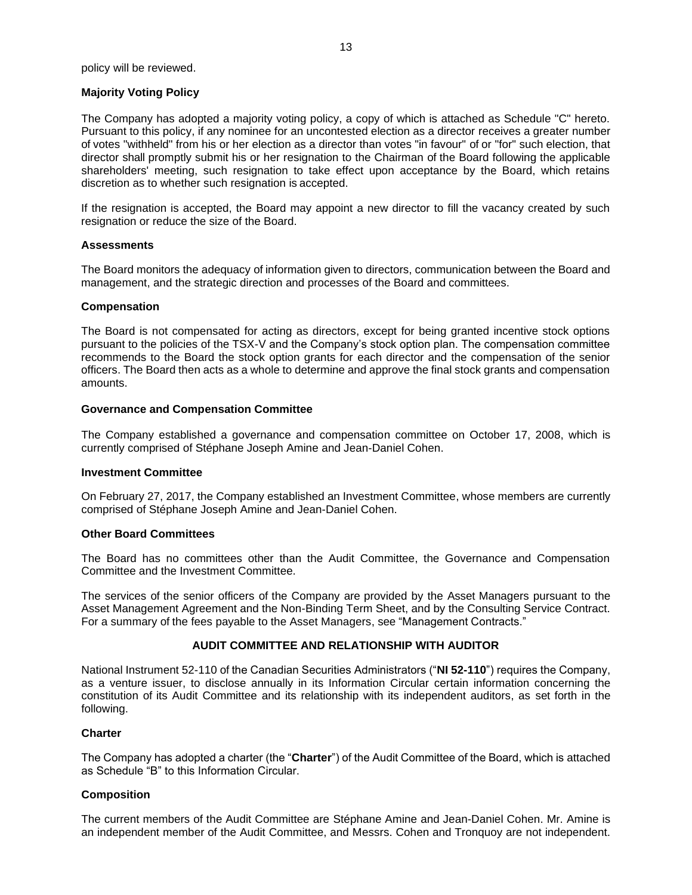policy will be reviewed.

**Majority Voting Policy**

The Company has adopted a majority voting policy, a copy of which is attached as Schedule "C" hereto. Pursuant to this policy, if any nominee for an uncontested election as a director receives a greater number of votes "withheld" from his or her election as a director than votes "in favour" of or "for" such election, that director shall promptly submit his or her resignation to the Chairman of the Board following the applicable shareholders' meeting, such resignation to take effect upon acceptance by the Board, which retains discretion as to whether such resignation is accepted.

If the resignation is accepted, the Board may appoint a new director to fill the vacancy created by such resignation or reduce the size of the Board.

**Assessments**

The Board monitors the adequacy of information given to directors, communication between the Board and management, and the strategic direction and processes of the Board and committees.

**Compensation**

The Board is not compensated for acting as directors, except for being granted incentive stock options pursuant to the policies of the TSX-V and the Company's stock option plan. The compensation committee recommends to the Board the stock option grants for each director and the compensation of the senior officers. The Board then acts as a whole to determine and approve the final stock grants and compensation amounts.

**Governance and Compensation Committee**

The Company established a governance and compensation committee on October 17, 2008, which is currently comprised of Stéphane Joseph Amine and Jean-Daniel Cohen.

**Investment Committee**

On February 27, 2017, the Company established an Investment Committee, whose members are currently comprised of Stéphane Joseph Amine and Jean-Daniel Cohen.

**Other Board Committees**

The Board has no committees other than the Audit Committee, the Governance and Compensation Committee and the Investment Committee.

The services of the senior officers of the Company are provided by the Asset Managers pursuant to the Asset Management Agreement and the Non-Binding Term Sheet, and by the Consulting Service Contract. For a summary of the fees payable to the Asset Managers, see "Management Contracts."

## AUDIT COMMITTEE AND RELATIONSHIP WITH AUDITOR

National Instrument 52-110 of the Canadian Securities Administrators ("**NI 52-110**") requires the Company, as a venture issuer, to disclose annually in its Information Circular certain information concerning the constitution of its Audit Committee and its relationship with its independent auditors, as set forth in the following.

**Charter**

The Company has adopted a charter (the "**Charter**") of the Audit Committee of the Board, which is attached as Schedule "B" to this Information Circular.

**Composition**

The current members of the Audit Committee are Stéphane Amine and Jean-Daniel Cohen. Mr. Amine is an independent member of the Audit Committee, and Messrs. Cohen and Tronquoy are not independent.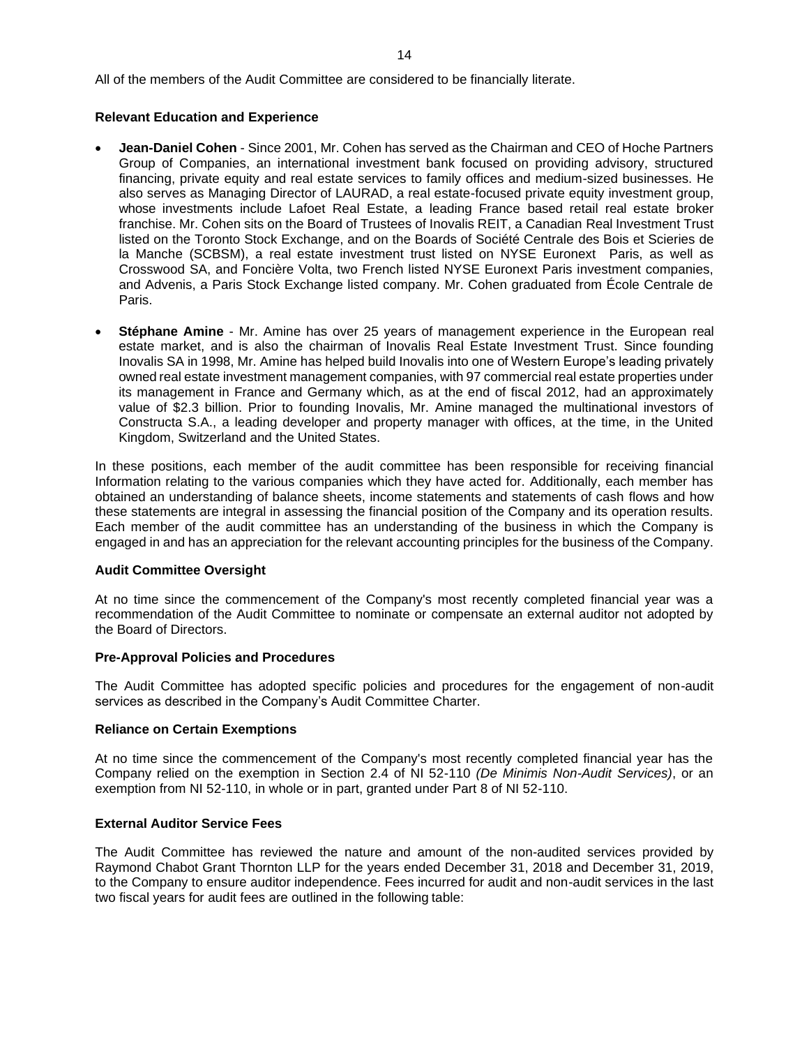All of the members of the Audit Committee are considered to be financially literate.

### Relevant Education and Experience

- **Jean-Daniel Cohen** - Since 2001, Mr. Cohen has served as the Chairman and CEO of Hoche Partners Group of Companies, an international investment bank focused on providing advisory, structured financing, private equity and real estate services to family offices and medium-sized businesses. He also serves as Managing Director of LAURAD, a real estate-focused private equity investment group, whose investments include Lafoet Real Estate, a leading France based retail real estate broker franchise. Mr. Cohen sits on the Board of Trustees of Inovalis REIT, a Canadian Real Investment Trust listed on the Toronto Stock Exchange, and on the Boards of Société Centrale des Bois et Scieries de la Manche (SCBSM), a real estate investment trust listed on NYSE Euronext Paris, as well as Crosswood SA, and Foncière Volta, two French listed NYSE Euronext Paris investment companies, and Advenis, a Paris Stock Exchange listed company. Mr. Cohen graduated from École Centrale de Paris.
- **Stéphane Amine** - Mr. Amine has over 25 years of management experience in the European real estate market, and is also the chairman of Inovalis Real Estate Investment Trust. Since founding Inovalis SA in 1998, Mr. Amine has helped build Inovalis into one of Western Europe's leading privately owned real estate investment management companies, with 97 commercial real estate properties under its management in France and Germany which, as at the end of fiscal 2012, had an approximately value of $2.3 billion. Prior to founding Inovalis, Mr. Amine managed the multinational investors of Constructa S.A., a leading developer and property manager with offices, at the time, in the United Kingdom, Switzerland and the United States.

In these positions, each member of the audit committee has been responsible for receiving financial Information relating to the various companies which they have acted for. Additionally, each member has obtained an understanding of balance sheets, income statements and statements of cash flows and how these statements are integral in assessing the financial position of the Company and its operation results. Each member of the audit committee has an understanding of the business in which the Company is engaged in and has an appreciation for the relevant accounting principles for the business of the Company.

### Audit Committee Oversight

At no time since the commencement of the Company's most recently completed financial year was a recommendation of the Audit Committee to nominate or compensate an external auditor not adopted by the Board of Directors.

### Pre-Approval Policies and Procedures

The Audit Committee has adopted specific policies and procedures for the engagement of non-audit services as described in the Company's Audit Committee Charter.

### Reliance on Certain Exemptions

At no time since the commencement of the Company's most recently completed financial year has the Company relied on the exemption in Section 2.4 of NI 52-110 *(De Minimis Non-Audit Services)*, or an exemption from NI 52-110, in whole or in part, granted under Part 8 of NI 52-110.

### External Auditor Service Fees

The Audit Committee has reviewed the nature and amount of the non-audited services provided by Raymond Chabot Grant Thornton LLP for the years ended December 31, 2018 and December 31, 2019, to the Company to ensure auditor independence. Fees incurred for audit and non-audit services in the last two fiscal years for audit fees are outlined in the following table: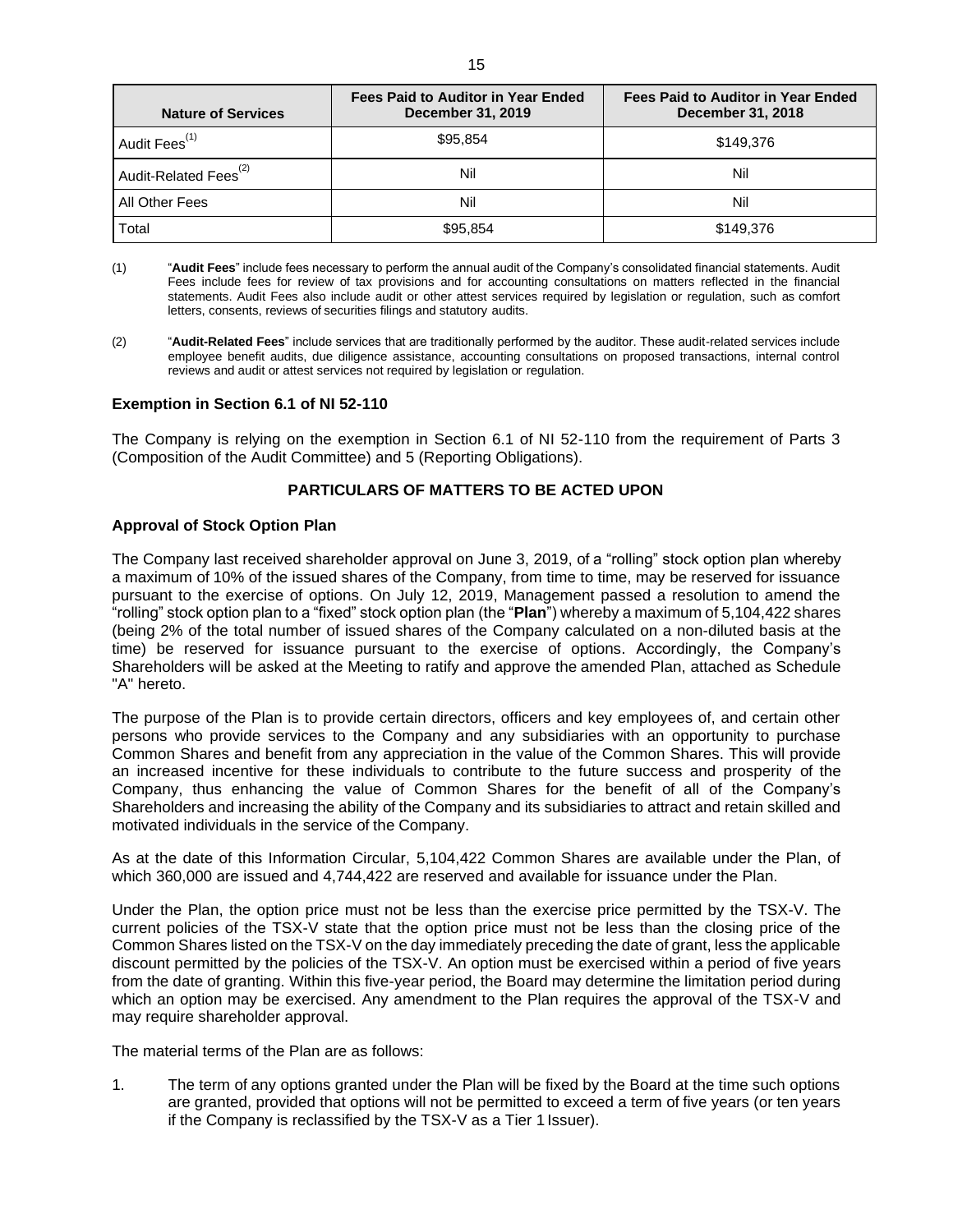| Nature of Services | Fees Paid to Auditor in Year Ended December 31, 2019 | Fees Paid to Auditor in Year Ended December 31, 2018 |
|---|---|---|
| Audit Fees[(1)] | $95,854 | $149,376 |
| Audit-Related Fees[(2)] | Nil | Nil |
| All Other Fees | Nil | Nil |
| Total | $95,854 | $149,376 |

(1) "**Audit Fees**" include fees necessary to perform the annual audit of the Company's consolidated financial statements. Audit Fees include fees for review of tax provisions and for accounting consultations on matters reflected in the financial statements. Audit Fees also include audit or other attest services required by legislation or regulation, such as comfort letters, consents, reviews of securities filings and statutory audits.

(2) "**Audit-Related Fees**" include services that are traditionally performed by the auditor. These audit-related services include employee benefit audits, due diligence assistance, accounting consultations on proposed transactions, internal control reviews and audit or attest services not required by legislation or regulation.

### Exemption in Section 6.1 of NI 52-110

The Company is relying on the exemption in Section 6.1 of NI 52-110 from the requirement of Parts 3 (Composition of the Audit Committee) and 5 (Reporting Obligations).

## PARTICULARS OF MATTERS TO BE ACTED UPON

### Approval of Stock Option Plan

The Company last received shareholder approval on June 3, 2019, of a "rolling" stock option plan whereby a maximum of 10% of the issued shares of the Company, from time to time, may be reserved for issuance pursuant to the exercise of options. On July 12, 2019, Management passed a resolution to amend the "rolling" stock option plan to a "fixed" stock option plan (the "**Plan**") whereby a maximum of 5,104,422 shares (being 2% of the total number of issued shares of the Company calculated on a non-diluted basis at the time) be reserved for issuance pursuant to the exercise of options. Accordingly, the Company's Shareholders will be asked at the Meeting to ratify and approve the amended Plan, attached as Schedule "A" hereto.

The purpose of the Plan is to provide certain directors, officers and key employees of, and certain other persons who provide services to the Company and any subsidiaries with an opportunity to purchase Common Shares and benefit from any appreciation in the value of the Common Shares. This will provide an increased incentive for these individuals to contribute to the future success and prosperity of the Company, thus enhancing the value of Common Shares for the benefit of all of the Company's Shareholders and increasing the ability of the Company and its subsidiaries to attract and retain skilled and motivated individuals in the service of the Company.

As at the date of this Information Circular, 5,104,422 Common Shares are available under the Plan, of which 360,000 are issued and 4,744,422 are reserved and available for issuance under the Plan.

Under the Plan, the option price must not be less than the exercise price permitted by the TSX-V. The current policies of the TSX-V state that the option price must not be less than the closing price of the Common Shares listed on the TSX-V on the day immediately preceding the date of grant, less the applicable discount permitted by the policies of the TSX-V. An option must be exercised within a period of five years from the date of granting. Within this five-year period, the Board may determine the limitation period during which an option may be exercised. Any amendment to the Plan requires the approval of the TSX-V and may require shareholder approval.

The material terms of the Plan are as follows:

1. The term of any options granted under the Plan will be fixed by the Board at the time such options are granted, provided that options will not be permitted to exceed a term of five years (or ten years if the Company is reclassified by the TSX-V as a Tier 1 Issuer).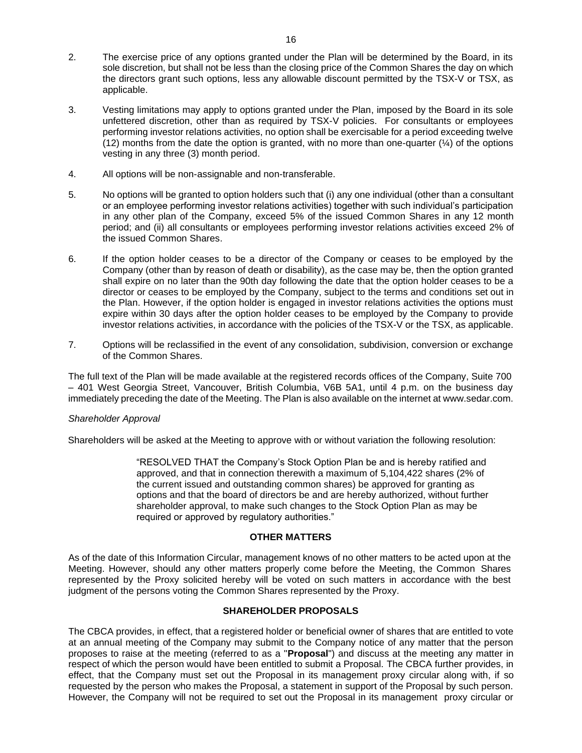2. The exercise price of any options granted under the Plan will be determined by the Board, in its sole discretion, but shall not be less than the closing price of the Common Shares the day on which the directors grant such options, less any allowable discount permitted by the TSX-V or TSX, as applicable.

3. Vesting limitations may apply to options granted under the Plan, imposed by the Board in its sole unfettered discretion, other than as required by TSX-V policies. For consultants or employees performing investor relations activities, no option shall be exercisable for a period exceeding twelve (12) months from the date the option is granted, with no more than one-quarter (¼) of the options vesting in any three (3) month period.

4. All options will be non-assignable and non-transferable.

5. No options will be granted to option holders such that (i) any one individual (other than a consultant or an employee performing investor relations activities) together with such individual's participation in any other plan of the Company, exceed 5% of the issued Common Shares in any 12 month period; and (ii) all consultants or employees performing investor relations activities exceed 2% of the issued Common Shares.

6. If the option holder ceases to be a director of the Company or ceases to be employed by the Company (other than by reason of death or disability), as the case may be, then the option granted shall expire on no later than the 90th day following the date that the option holder ceases to be a director or ceases to be employed by the Company, subject to the terms and conditions set out in the Plan. However, if the option holder is engaged in investor relations activities the options must expire within 30 days after the option holder ceases to be employed by the Company to provide investor relations activities, in accordance with the policies of the TSX-V or the TSX, as applicable.

7. Options will be reclassified in the event of any consolidation, subdivision, conversion or exchange of the Common Shares.

The full text of the Plan will be made available at the registered records offices of the Company, Suite 700 – 401 West Georgia Street, Vancouver, British Columbia, V6B 5A1, until 4 p.m. on the business day immediately preceding the date of the Meeting. The Plan is also available on the internet at www.sedar.com.

*Shareholder Approval*

Shareholders will be asked at the Meeting to approve with or without variation the following resolution:

> "RESOLVED THAT the Company's Stock Option Plan be and is hereby ratified and approved, and that in connection therewith a maximum of 5,104,422 shares (2% of the current issued and outstanding common shares) be approved for granting as options and that the board of directors be and are hereby authorized, without further shareholder approval, to make such changes to the Stock Option Plan as may be required or approved by regulatory authorities."

## OTHER MATTERS

As of the date of this Information Circular, management knows of no other matters to be acted upon at the Meeting. However, should any other matters properly come before the Meeting, the Common Shares represented by the Proxy solicited hereby will be voted on such matters in accordance with the best judgment of the persons voting the Common Shares represented by the Proxy.

## SHAREHOLDER PROPOSALS

The CBCA provides, in effect, that a registered holder or beneficial owner of shares that are entitled to vote at an annual meeting of the Company may submit to the Company notice of any matter that the person proposes to raise at the meeting (referred to as a "**Proposal**") and discuss at the meeting any matter in respect of which the person would have been entitled to submit a Proposal. The CBCA further provides, in effect, that the Company must set out the Proposal in its management proxy circular along with, if so requested by the person who makes the Proposal, a statement in support of the Proposal by such person. However, the Company will not be required to set out the Proposal in its management proxy circular or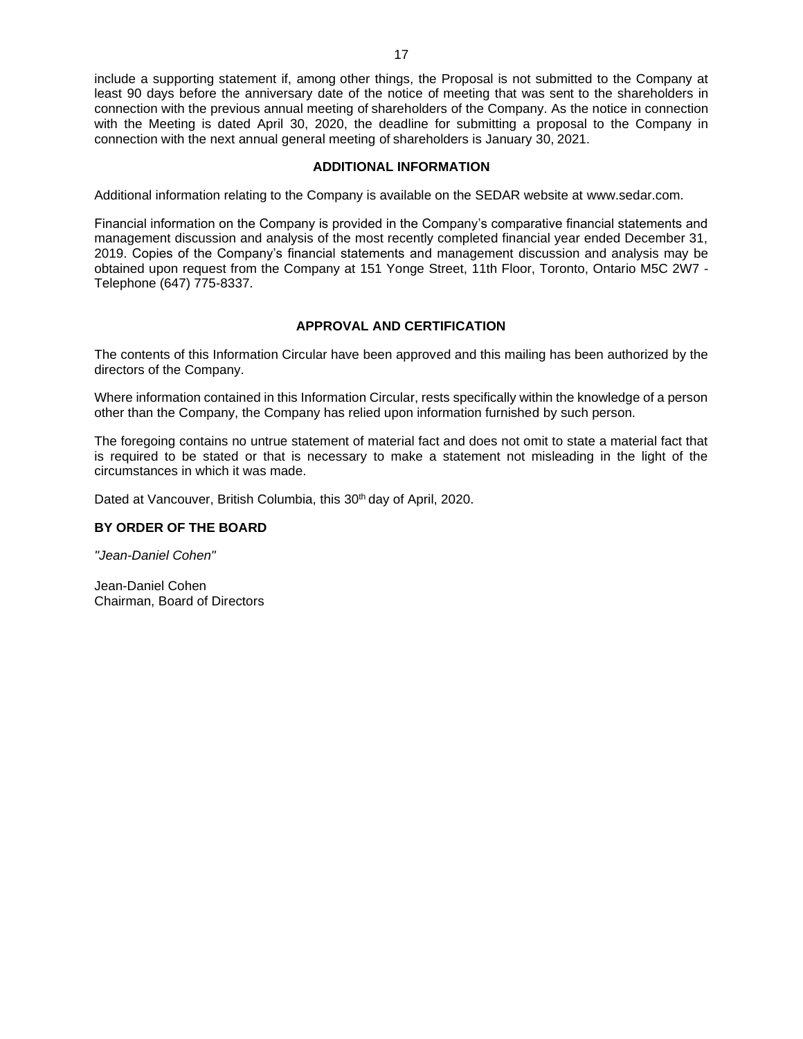include a supporting statement if, among other things, the Proposal is not submitted to the Company at least 90 days before the anniversary date of the notice of meeting that was sent to the shareholders in connection with the previous annual meeting of shareholders of the Company. As the notice in connection with the Meeting is dated April 30, 2020, the deadline for submitting a proposal to the Company in connection with the next annual general meeting of shareholders is January 30, 2021.

## ADDITIONAL INFORMATION

Additional information relating to the Company is available on the SEDAR website at www.sedar.com.

Financial information on the Company is provided in the Company's comparative financial statements and management discussion and analysis of the most recently completed financial year ended December 31, 2019. Copies of the Company's financial statements and management discussion and analysis may be obtained upon request from the Company at 151 Yonge Street, 11th Floor, Toronto, Ontario M5C 2W7 - Telephone (647) 775-8337.

## APPROVAL AND CERTIFICATION

The contents of this Information Circular have been approved and this mailing has been authorized by the directors of the Company.

Where information contained in this Information Circular, rests specifically within the knowledge of a person other than the Company, the Company has relied upon information furnished by such person.

The foregoing contains no untrue statement of material fact and does not omit to state a material fact that is required to be stated or that is necessary to make a statement not misleading in the light of the circumstances in which it was made.

Dated at Vancouver, British Columbia, this 30th day of April, 2020.

**BY ORDER OF THE BOARD**

*"Jean-Daniel Cohen"*

Jean-Daniel Cohen
Chairman, Board of Directors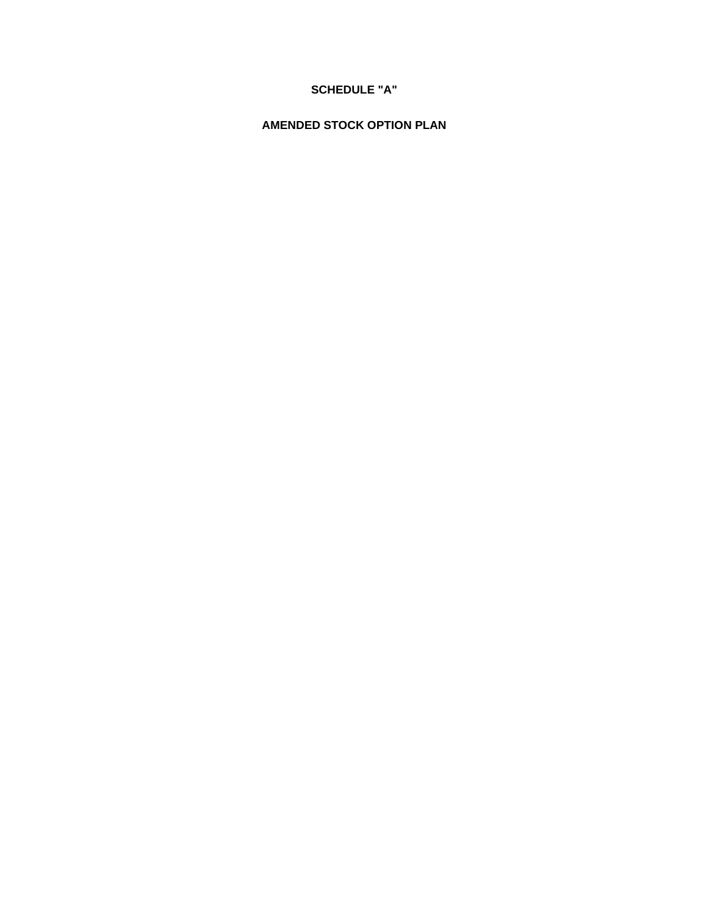# SCHEDULE "A"

## AMENDED STOCK OPTION PLAN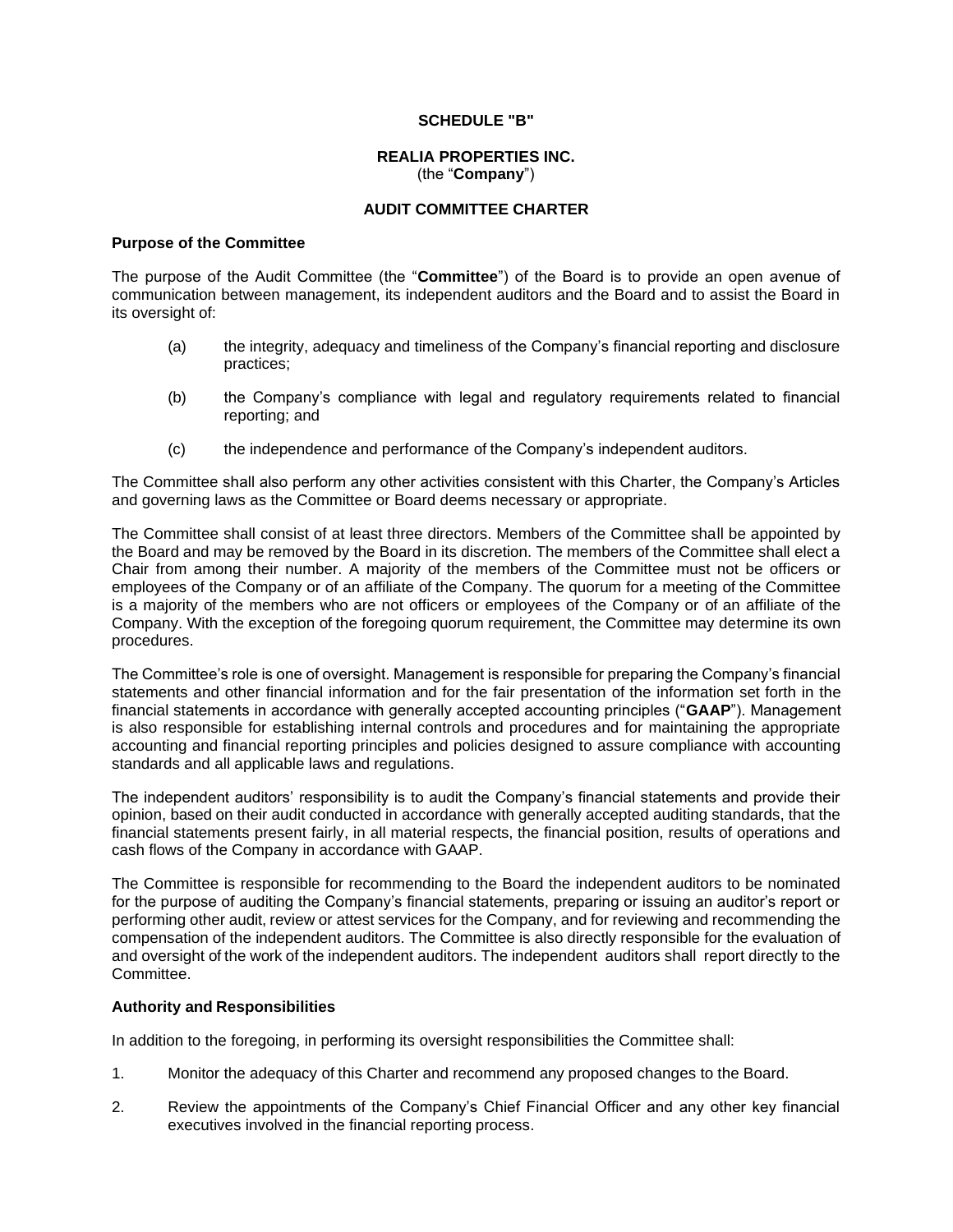**SCHEDULE "B"**

**REALIA PROPERTIES INC.**
(the "**Company**")

**AUDIT COMMITTEE CHARTER**

**Purpose of the Committee**

The purpose of the Audit Committee (the "**Committee**") of the Board is to provide an open avenue of communication between management, its independent auditors and the Board and to assist the Board in its oversight of:

(a) the integrity, adequacy and timeliness of the Company's financial reporting and disclosure practices;

(b) the Company's compliance with legal and regulatory requirements related to financial reporting; and

(c) the independence and performance of the Company's independent auditors.

The Committee shall also perform any other activities consistent with this Charter, the Company's Articles and governing laws as the Committee or Board deems necessary or appropriate.

The Committee shall consist of at least three directors. Members of the Committee shall be appointed by the Board and may be removed by the Board in its discretion. The members of the Committee shall elect a Chair from among their number. A majority of the members of the Committee must not be officers or employees of the Company or of an affiliate of the Company. The quorum for a meeting of the Committee is a majority of the members who are not officers or employees of the Company or of an affiliate of the Company. With the exception of the foregoing quorum requirement, the Committee may determine its own procedures.

The Committee's role is one of oversight. Management is responsible for preparing the Company's financial statements and other financial information and for the fair presentation of the information set forth in the financial statements in accordance with generally accepted accounting principles ("**GAAP**"). Management is also responsible for establishing internal controls and procedures and for maintaining the appropriate accounting and financial reporting principles and policies designed to assure compliance with accounting standards and all applicable laws and regulations.

The independent auditors' responsibility is to audit the Company's financial statements and provide their opinion, based on their audit conducted in accordance with generally accepted auditing standards, that the financial statements present fairly, in all material respects, the financial position, results of operations and cash flows of the Company in accordance with GAAP.

The Committee is responsible for recommending to the Board the independent auditors to be nominated for the purpose of auditing the Company's financial statements, preparing or issuing an auditor's report or performing other audit, review or attest services for the Company, and for reviewing and recommending the compensation of the independent auditors. The Committee is also directly responsible for the evaluation of and oversight of the work of the independent auditors. The independent auditors shall report directly to the Committee.

**Authority and Responsibilities**

In addition to the foregoing, in performing its oversight responsibilities the Committee shall:

1. Monitor the adequacy of this Charter and recommend any proposed changes to the Board.

2. Review the appointments of the Company's Chief Financial Officer and any other key financial executives involved in the financial reporting process.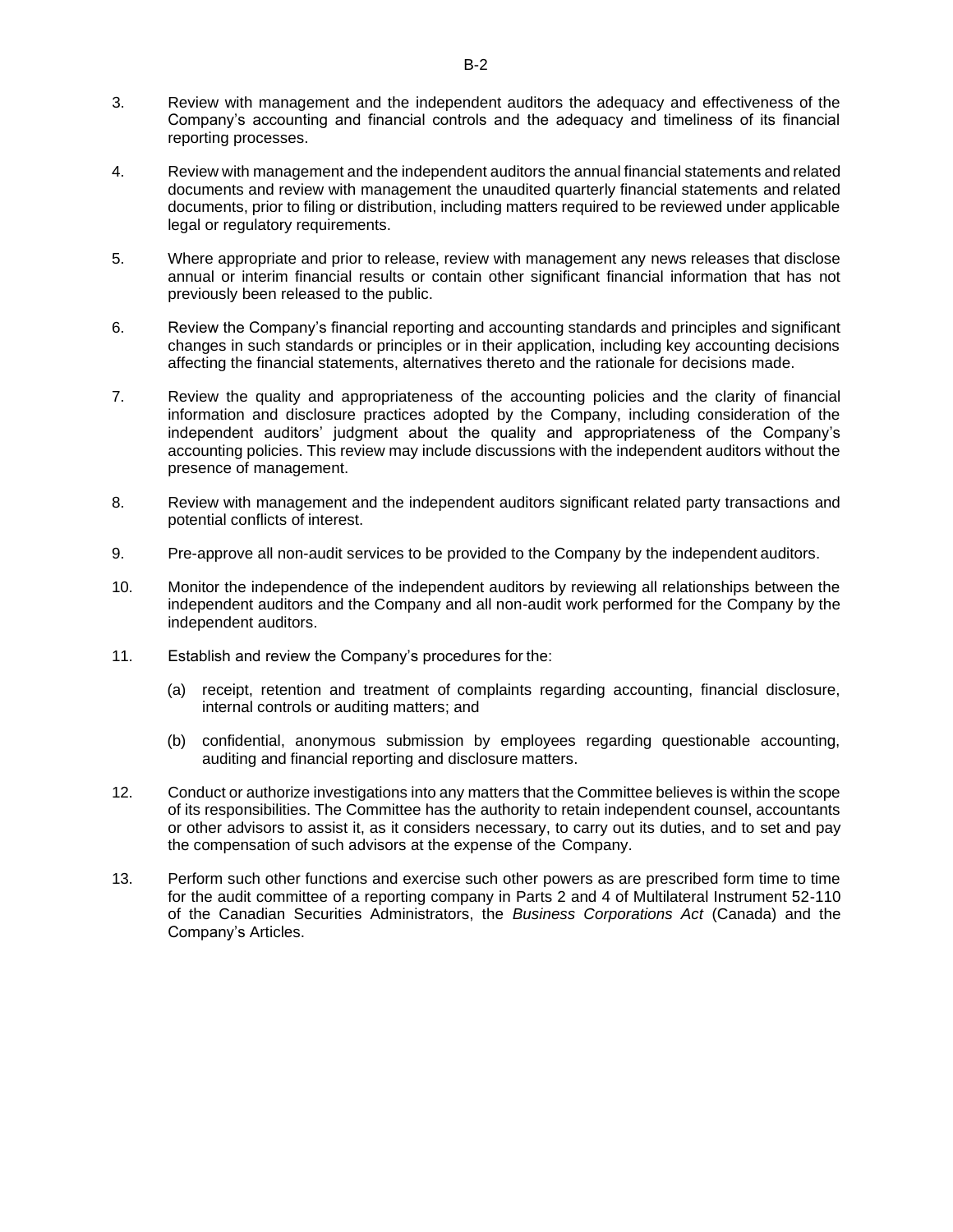3. Review with management and the independent auditors the adequacy and effectiveness of the Company's accounting and financial controls and the adequacy and timeliness of its financial reporting processes.

4. Review with management and the independent auditors the annual financial statements and related documents and review with management the unaudited quarterly financial statements and related documents, prior to filing or distribution, including matters required to be reviewed under applicable legal or regulatory requirements.

5. Where appropriate and prior to release, review with management any news releases that disclose annual or interim financial results or contain other significant financial information that has not previously been released to the public.

6. Review the Company's financial reporting and accounting standards and principles and significant changes in such standards or principles or in their application, including key accounting decisions affecting the financial statements, alternatives thereto and the rationale for decisions made.

7. Review the quality and appropriateness of the accounting policies and the clarity of financial information and disclosure practices adopted by the Company, including consideration of the independent auditors' judgment about the quality and appropriateness of the Company's accounting policies. This review may include discussions with the independent auditors without the presence of management.

8. Review with management and the independent auditors significant related party transactions and potential conflicts of interest.

9. Pre-approve all non-audit services to be provided to the Company by the independent auditors.

10. Monitor the independence of the independent auditors by reviewing all relationships between the independent auditors and the Company and all non-audit work performed for the Company by the independent auditors.

11. Establish and review the Company's procedures for the:

    (a) receipt, retention and treatment of complaints regarding accounting, financial disclosure, internal controls or auditing matters; and

    (b) confidential, anonymous submission by employees regarding questionable accounting, auditing and financial reporting and disclosure matters.

12. Conduct or authorize investigations into any matters that the Committee believes is within the scope of its responsibilities. The Committee has the authority to retain independent counsel, accountants or other advisors to assist it, as it considers necessary, to carry out its duties, and to set and pay the compensation of such advisors at the expense of the Company.

13. Perform such other functions and exercise such other powers as are prescribed form time to time for the audit committee of a reporting company in Parts 2 and 4 of Multilateral Instrument 52-110 of the Canadian Securities Administrators, the *Business Corporations Act* (Canada) and the Company's Articles.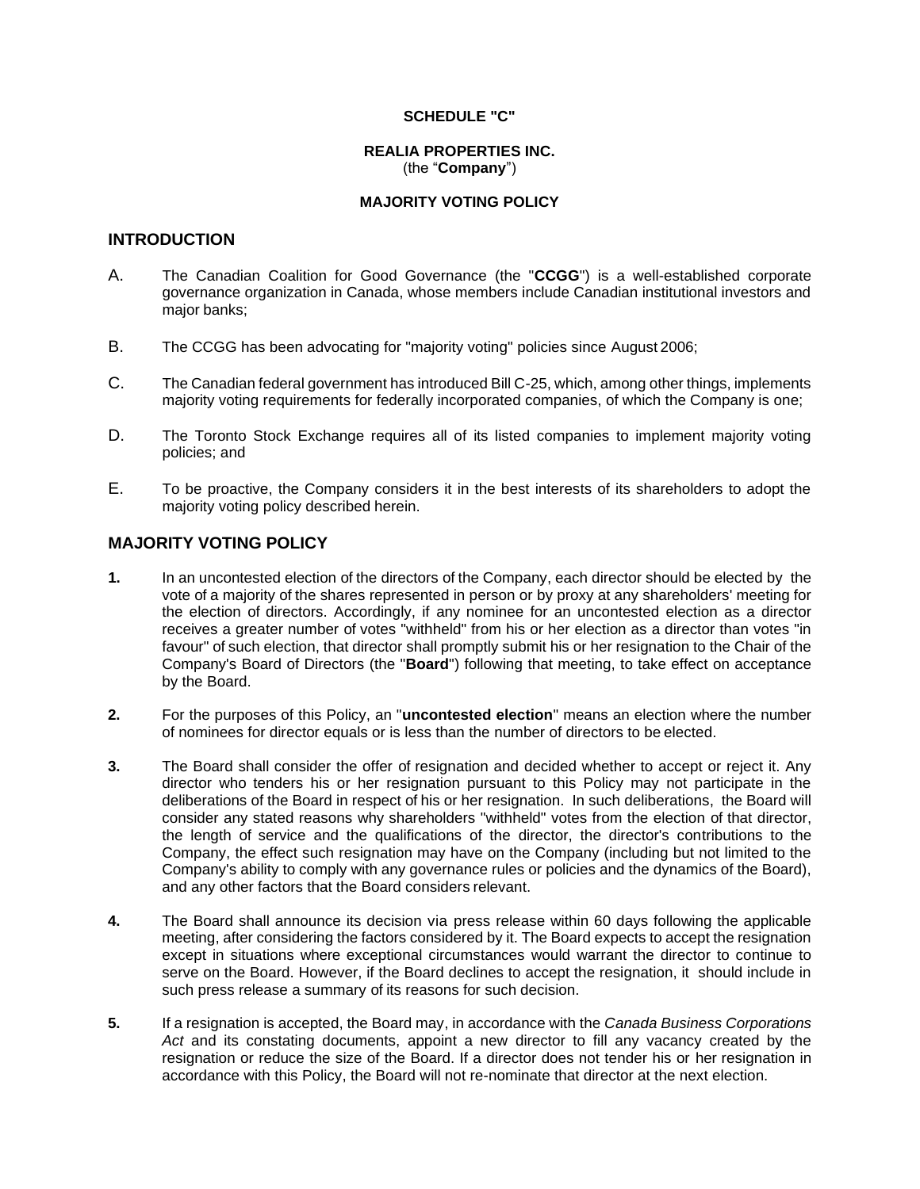**SCHEDULE "C"**

**REALIA PROPERTIES INC.**
(the "**Company**")

**MAJORITY VOTING POLICY**

## INTRODUCTION

A. The Canadian Coalition for Good Governance (the "**CCGG**") is a well-established corporate governance organization in Canada, whose members include Canadian institutional investors and major banks;

B. The CCGG has been advocating for "majority voting" policies since August 2006;

C. The Canadian federal government has introduced Bill C-25, which, among other things, implements majority voting requirements for federally incorporated companies, of which the Company is one;

D. The Toronto Stock Exchange requires all of its listed companies to implement majority voting policies; and

E. To be proactive, the Company considers it in the best interests of its shareholders to adopt the majority voting policy described herein.

## MAJORITY VOTING POLICY

**1.** In an uncontested election of the directors of the Company, each director should be elected by the vote of a majority of the shares represented in person or by proxy at any shareholders' meeting for the election of directors. Accordingly, if any nominee for an uncontested election as a director receives a greater number of votes "withheld" from his or her election as a director than votes "in favour" of such election, that director shall promptly submit his or her resignation to the Chair of the Company's Board of Directors (the "**Board**") following that meeting, to take effect on acceptance by the Board.

**2.** For the purposes of this Policy, an "**uncontested election**" means an election where the number of nominees for director equals or is less than the number of directors to be elected.

**3.** The Board shall consider the offer of resignation and decided whether to accept or reject it. Any director who tenders his or her resignation pursuant to this Policy may not participate in the deliberations of the Board in respect of his or her resignation. In such deliberations, the Board will consider any stated reasons why shareholders "withheld" votes from the election of that director, the length of service and the qualifications of the director, the director's contributions to the Company, the effect such resignation may have on the Company (including but not limited to the Company's ability to comply with any governance rules or policies and the dynamics of the Board), and any other factors that the Board considers relevant.

**4.** The Board shall announce its decision via press release within 60 days following the applicable meeting, after considering the factors considered by it. The Board expects to accept the resignation except in situations where exceptional circumstances would warrant the director to continue to serve on the Board. However, if the Board declines to accept the resignation, it should include in such press release a summary of its reasons for such decision.

**5.** If a resignation is accepted, the Board may, in accordance with the *Canada Business Corporations Act* and its constating documents, appoint a new director to fill any vacancy created by the resignation or reduce the size of the Board. If a director does not tender his or her resignation in accordance with this Policy, the Board will not re-nominate that director at the next election.